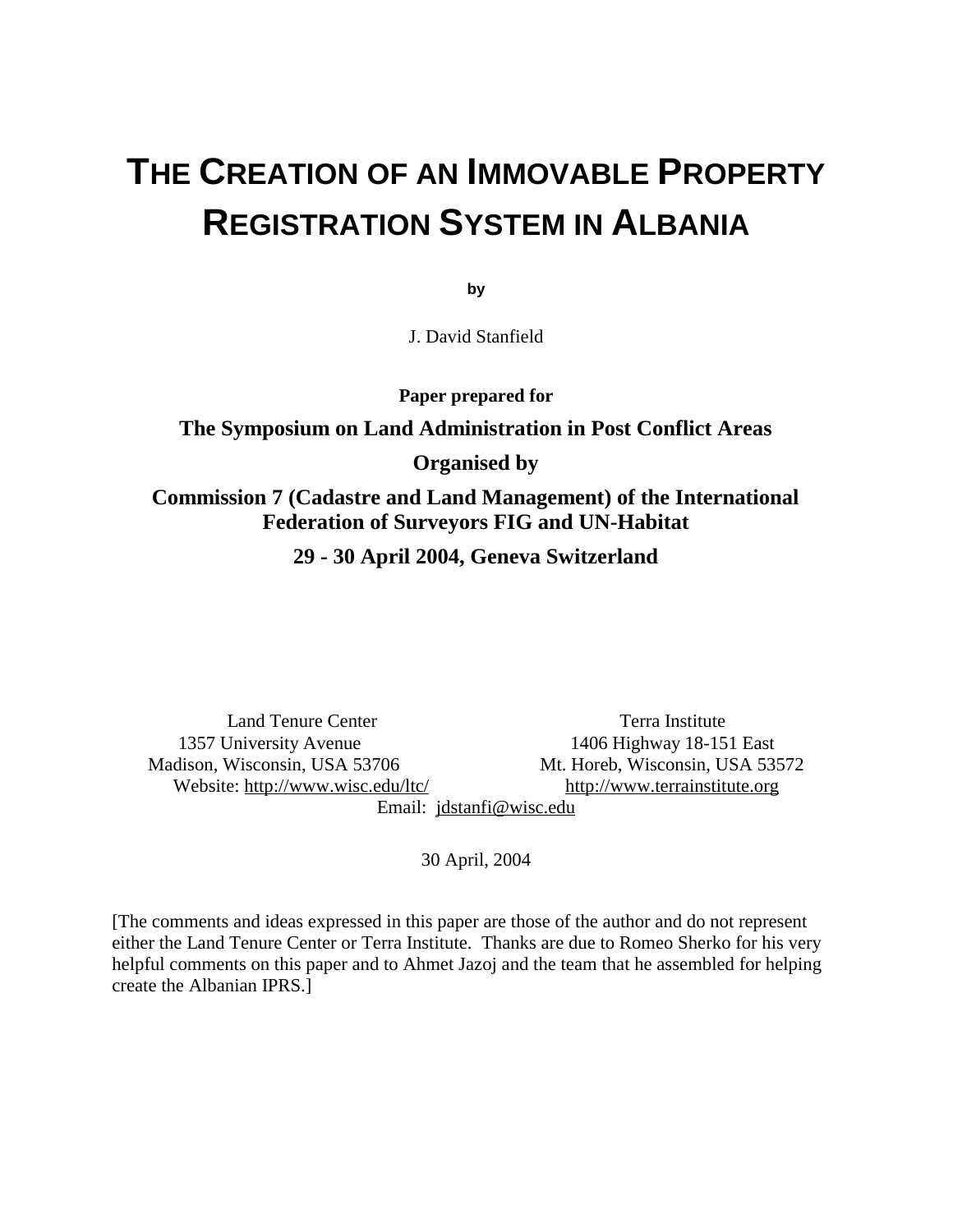# THE CREATION OF AN IMMOVABLE PROPERTY REGISTRATION SYSTEM IN ALBANIA

**by**

J. David Stanfield

**Paper prepared for**

**The Symposium on Land Administration in Post Conflict Areas**

**Organised by**

**Commission 7 (Cadastre and Land Management) of the International Federation of Surveyors FIG and UN-Habitat**

**29 - 30 April 2004, Geneva Switzerland**

Land Tenure Center
1357 University Avenue
Madison, Wisconsin, USA 53706
Website: http://www.wisc.edu/ltc/

Terra Institute
1406 Highway 18-151 East
Mt. Horeb, Wisconsin, USA 53572
http://www.terrainstitute.org

Email: jdstanfi@wisc.edu

30 April, 2004

[The comments and ideas expressed in this paper are those of the author and do not represent either the Land Tenure Center or Terra Institute. Thanks are due to Romeo Sherko for his very helpful comments on this paper and to Ahmet Jazoj and the team that he assembled for helping create the Albanian IPRS.]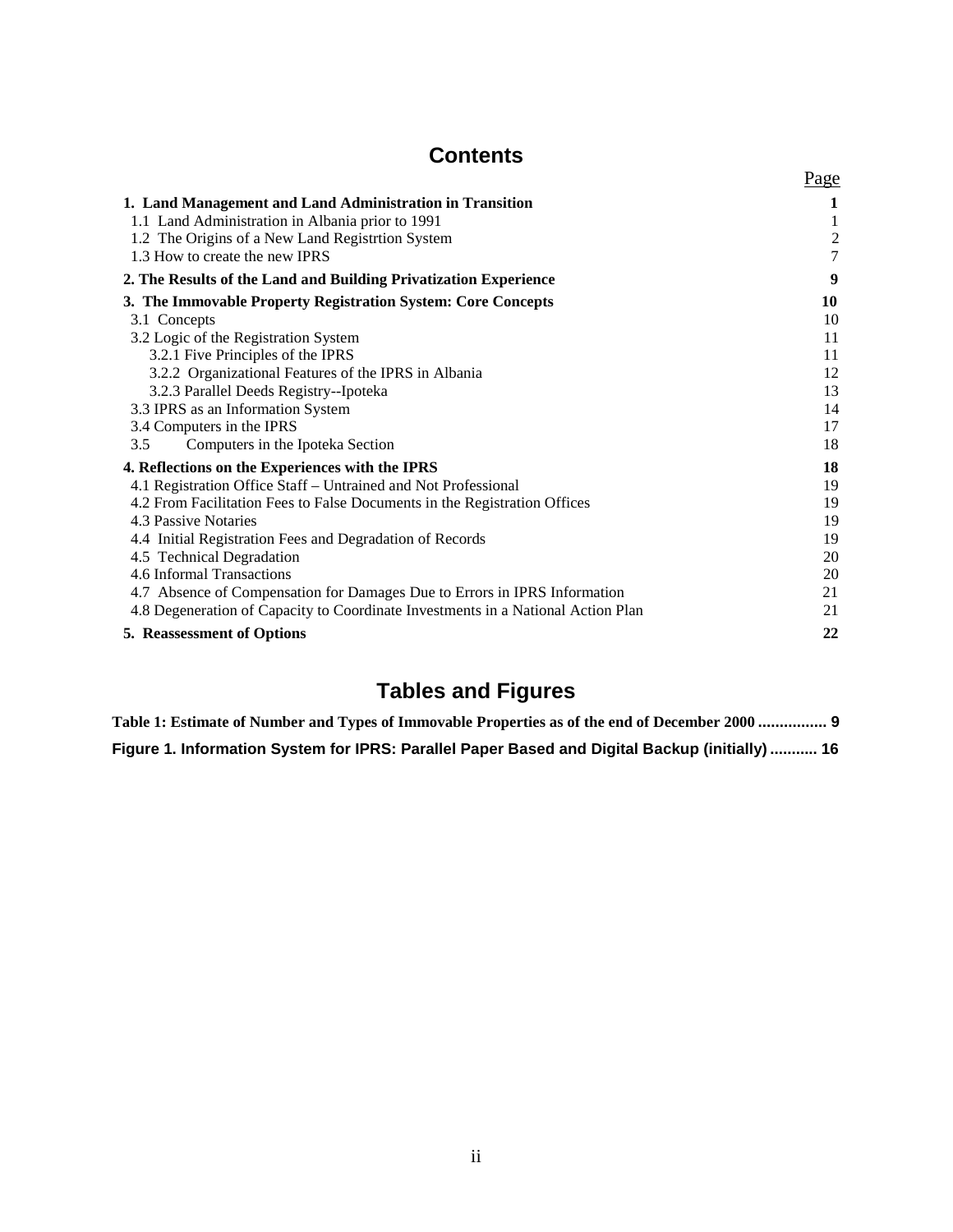# Contents

| | Page |
|---|---|
| **1. Land Management and Land Administration in Transition** | **1** |
| 1.1 Land Administration in Albania prior to 1991 | 1 |
| 1.2 The Origins of a New Land Registrtion System | 2 |
| 1.3 How to create the new IPRS | 7 |
| **2. The Results of the Land and Building Privatization Experience** | **9** |
| **3. The Immovable Property Registration System: Core Concepts** | **10** |
| 3.1 Concepts | 10 |
| 3.2 Logic of the Registration System | 11 |
| 3.2.1 Five Principles of the IPRS | 11 |
| 3.2.2 Organizational Features of the IPRS in Albania | 12 |
| 3.2.3 Parallel Deeds Registry--Ipoteka | 13 |
| 3.3 IPRS as an Information System | 14 |
| 3.4 Computers in the IPRS | 17 |
| 3.5 Computers in the Ipoteka Section | 18 |
| **4. Reflections on the Experiences with the IPRS** | **18** |
| 4.1 Registration Office Staff – Untrained and Not Professional | 19 |
| 4.2 From Facilitation Fees to False Documents in the Registration Offices | 19 |
| 4.3 Passive Notaries | 19 |
| 4.4 Initial Registration Fees and Degradation of Records | 19 |
| 4.5 Technical Degradation | 20 |
| 4.6 Informal Transactions | 20 |
| 4.7 Absence of Compensation for Damages Due to Errors in IPRS Information | 21 |
| 4.8 Degeneration of Capacity to Coordinate Investments in a National Action Plan | 21 |
| **5. Reassessment of Options** | **22** |

# Tables and Figures

**Table 1: Estimate of Number and Types of Immovable Properties as of the end of December 2000 ................ 9**

**Figure 1. Information System for IPRS: Parallel Paper Based and Digital Backup (initially) ........... 16**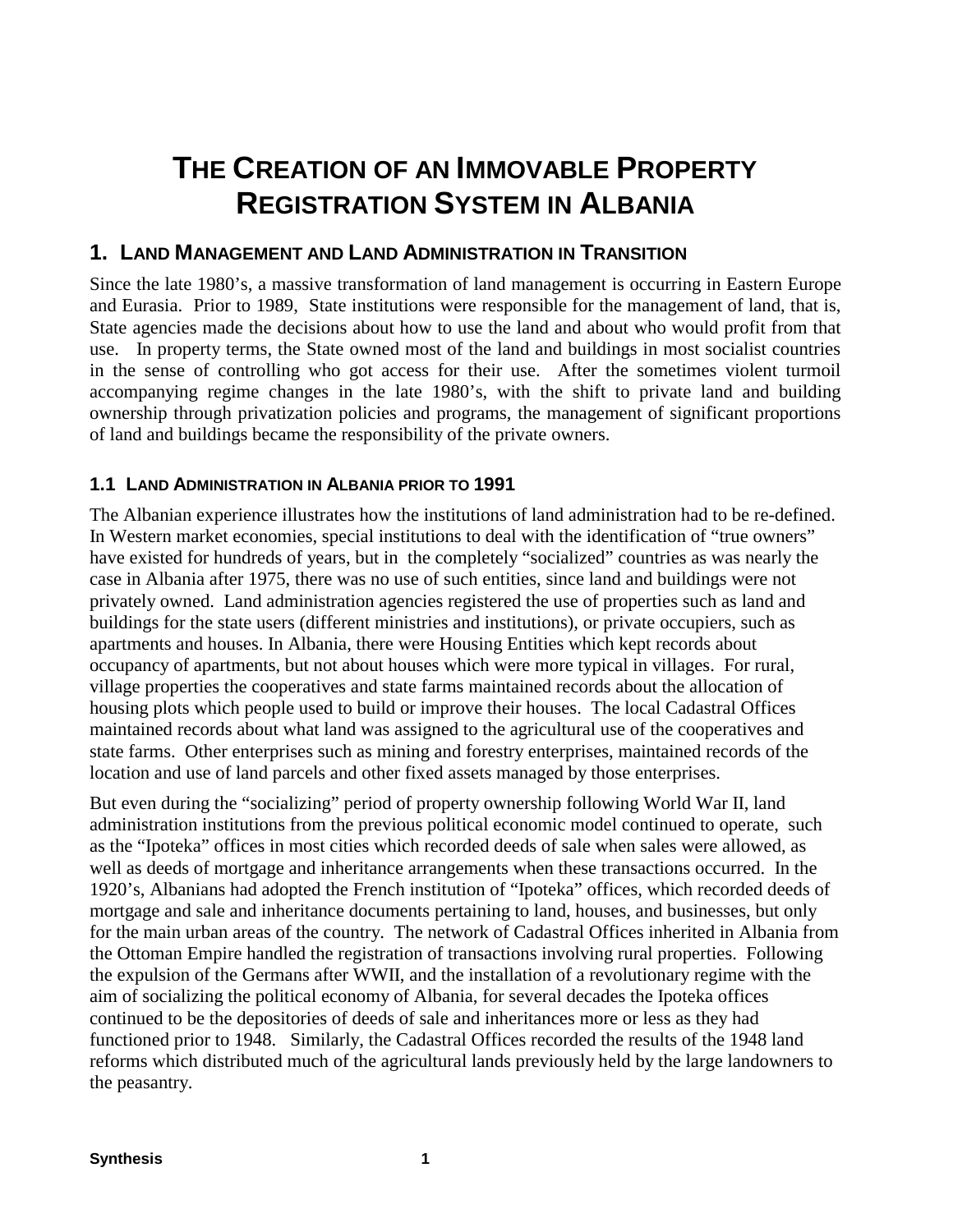# THE CREATION OF AN IMMOVABLE PROPERTY REGISTRATION SYSTEM IN ALBANIA

## 1. LAND MANAGEMENT AND LAND ADMINISTRATION IN TRANSITION

Since the late 1980's, a massive transformation of land management is occurring in Eastern Europe and Eurasia. Prior to 1989, State institutions were responsible for the management of land, that is, State agencies made the decisions about how to use the land and about who would profit from that use. In property terms, the State owned most of the land and buildings in most socialist countries in the sense of controlling who got access for their use. After the sometimes violent turmoil accompanying regime changes in the late 1980's, with the shift to private land and building ownership through privatization policies and programs, the management of significant proportions of land and buildings became the responsibility of the private owners.

### 1.1 LAND ADMINISTRATION IN ALBANIA PRIOR TO 1991

The Albanian experience illustrates how the institutions of land administration had to be re-defined. In Western market economies, special institutions to deal with the identification of "true owners" have existed for hundreds of years, but in the completely "socialized" countries as was nearly the case in Albania after 1975, there was no use of such entities, since land and buildings were not privately owned. Land administration agencies registered the use of properties such as land and buildings for the state users (different ministries and institutions), or private occupiers, such as apartments and houses. In Albania, there were Housing Entities which kept records about occupancy of apartments, but not about houses which were more typical in villages. For rural, village properties the cooperatives and state farms maintained records about the allocation of housing plots which people used to build or improve their houses. The local Cadastral Offices maintained records about what land was assigned to the agricultural use of the cooperatives and state farms. Other enterprises such as mining and forestry enterprises, maintained records of the location and use of land parcels and other fixed assets managed by those enterprises.

But even during the "socializing" period of property ownership following World War II, land administration institutions from the previous political economic model continued to operate, such as the "Ipoteka" offices in most cities which recorded deeds of sale when sales were allowed, as well as deeds of mortgage and inheritance arrangements when these transactions occurred. In the 1920's, Albanians had adopted the French institution of "Ipoteka" offices, which recorded deeds of mortgage and sale and inheritance documents pertaining to land, houses, and businesses, but only for the main urban areas of the country. The network of Cadastral Offices inherited in Albania from the Ottoman Empire handled the registration of transactions involving rural properties. Following the expulsion of the Germans after WWII, and the installation of a revolutionary regime with the aim of socializing the political economy of Albania, for several decades the Ipoteka offices continued to be the depositories of deeds of sale and inheritances more or less as they had functioned prior to 1948. Similarly, the Cadastral Offices recorded the results of the 1948 land reforms which distributed much of the agricultural lands previously held by the large landowners to the peasantry.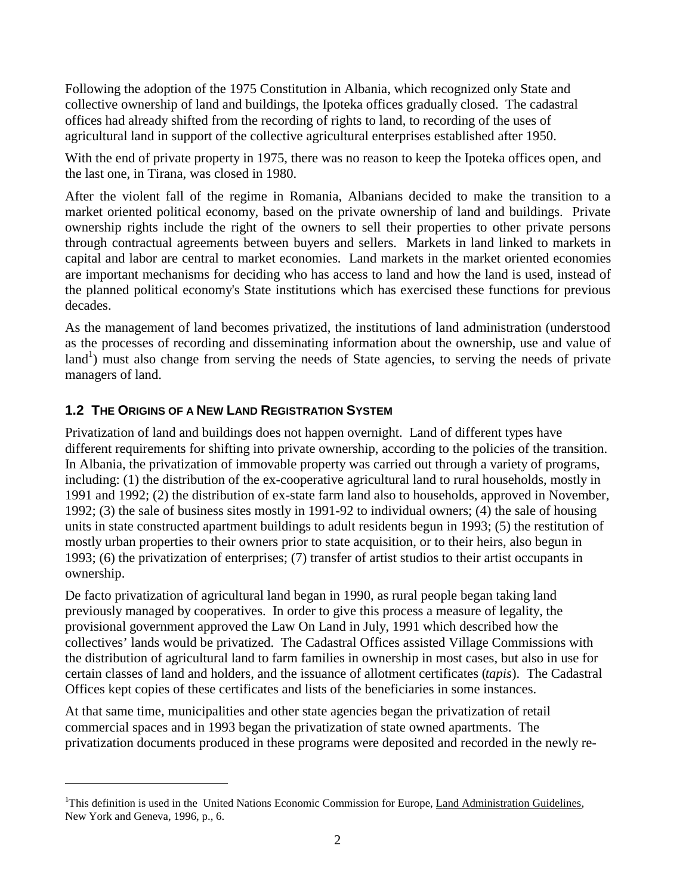Following the adoption of the 1975 Constitution in Albania, which recognized only State and collective ownership of land and buildings, the Ipoteka offices gradually closed. The cadastral offices had already shifted from the recording of rights to land, to recording of the uses of agricultural land in support of the collective agricultural enterprises established after 1950.

With the end of private property in 1975, there was no reason to keep the Ipoteka offices open, and the last one, in Tirana, was closed in 1980.

After the violent fall of the regime in Romania, Albanians decided to make the transition to a market oriented political economy, based on the private ownership of land and buildings. Private ownership rights include the right of the owners to sell their properties to other private persons through contractual agreements between buyers and sellers. Markets in land linked to markets in capital and labor are central to market economies. Land markets in the market oriented economies are important mechanisms for deciding who has access to land and how the land is used, instead of the planned political economy's State institutions which has exercised these functions for previous decades.

As the management of land becomes privatized, the institutions of land administration (understood as the processes of recording and disseminating information about the ownership, use and value of land[1]) must also change from serving the needs of State agencies, to serving the needs of private managers of land.

## 1.2 The Origins of a New Land Registration System

Privatization of land and buildings does not happen overnight. Land of different types have different requirements for shifting into private ownership, according to the policies of the transition. In Albania, the privatization of immovable property was carried out through a variety of programs, including: (1) the distribution of the ex-cooperative agricultural land to rural households, mostly in 1991 and 1992; (2) the distribution of ex-state farm land also to households, approved in November, 1992; (3) the sale of business sites mostly in 1991-92 to individual owners; (4) the sale of housing units in state constructed apartment buildings to adult residents begun in 1993; (5) the restitution of mostly urban properties to their owners prior to state acquisition, or to their heirs, also begun in 1993; (6) the privatization of enterprises; (7) transfer of artist studios to their artist occupants in ownership.

De facto privatization of agricultural land began in 1990, as rural people began taking land previously managed by cooperatives. In order to give this process a measure of legality, the provisional government approved the Law On Land in July, 1991 which described how the collectives' lands would be privatized. The Cadastral Offices assisted Village Commissions with the distribution of agricultural land to farm families in ownership in most cases, but also in use for certain classes of land and holders, and the issuance of allotment certificates (*tapis*). The Cadastral Offices kept copies of these certificates and lists of the beneficiaries in some instances.

At that same time, municipalities and other state agencies began the privatization of retail commercial spaces and in 1993 began the privatization of state owned apartments. The privatization documents produced in these programs were deposited and recorded in the newly re-

---

[1] This definition is used in the United Nations Economic Commission for Europe, Land Administration Guidelines, New York and Geneva, 1996, p., 6.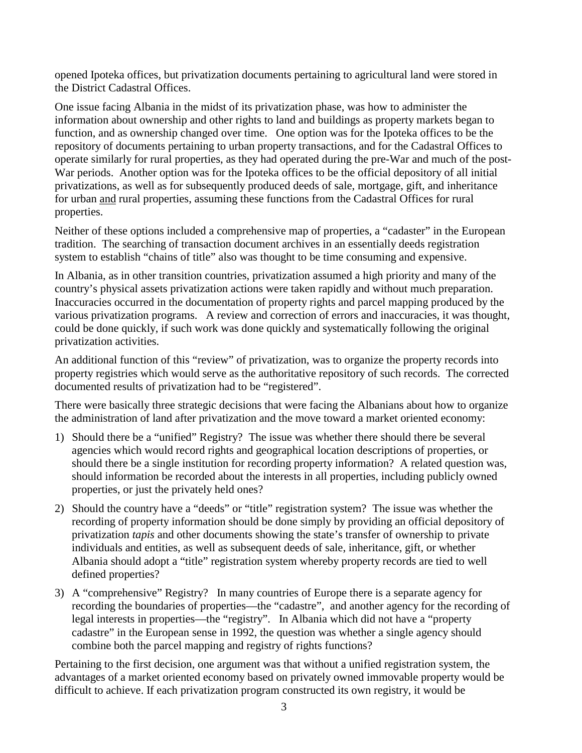opened Ipoteka offices, but privatization documents pertaining to agricultural land were stored in the District Cadastral Offices.

One issue facing Albania in the midst of its privatization phase, was how to administer the information about ownership and other rights to land and buildings as property markets began to function, and as ownership changed over time. One option was for the Ipoteka offices to be the repository of documents pertaining to urban property transactions, and for the Cadastral Offices to operate similarly for rural properties, as they had operated during the pre-War and much of the post-War periods. Another option was for the Ipoteka offices to be the official depository of all initial privatizations, as well as for subsequently produced deeds of sale, mortgage, gift, and inheritance for urban <u>and</u> rural properties, assuming these functions from the Cadastral Offices for rural properties.

Neither of these options included a comprehensive map of properties, a "cadaster" in the European tradition. The searching of transaction document archives in an essentially deeds registration system to establish "chains of title" also was thought to be time consuming and expensive.

In Albania, as in other transition countries, privatization assumed a high priority and many of the country's physical assets privatization actions were taken rapidly and without much preparation. Inaccuracies occurred in the documentation of property rights and parcel mapping produced by the various privatization programs. A review and correction of errors and inaccuracies, it was thought, could be done quickly, if such work was done quickly and systematically following the original privatization activities.

An additional function of this "review" of privatization, was to organize the property records into property registries which would serve as the authoritative repository of such records. The corrected documented results of privatization had to be "registered".

There were basically three strategic decisions that were facing the Albanians about how to organize the administration of land after privatization and the move toward a market oriented economy:

1) Should there be a "unified" Registry? The issue was whether there should there be several agencies which would record rights and geographical location descriptions of properties, or should there be a single institution for recording property information? A related question was, should information be recorded about the interests in all properties, including publicly owned properties, or just the privately held ones?

2) Should the country have a "deeds" or "title" registration system? The issue was whether the recording of property information should be done simply by providing an official depository of privatization *tapis* and other documents showing the state's transfer of ownership to private individuals and entities, as well as subsequent deeds of sale, inheritance, gift, or whether Albania should adopt a "title" registration system whereby property records are tied to well defined properties?

3) A "comprehensive" Registry? In many countries of Europe there is a separate agency for recording the boundaries of properties—the "cadastre", and another agency for the recording of legal interests in properties—the "registry". In Albania which did not have a "property cadastre" in the European sense in 1992, the question was whether a single agency should combine both the parcel mapping and registry of rights functions?

Pertaining to the first decision, one argument was that without a unified registration system, the advantages of a market oriented economy based on privately owned immovable property would be difficult to achieve. If each privatization program constructed its own registry, it would be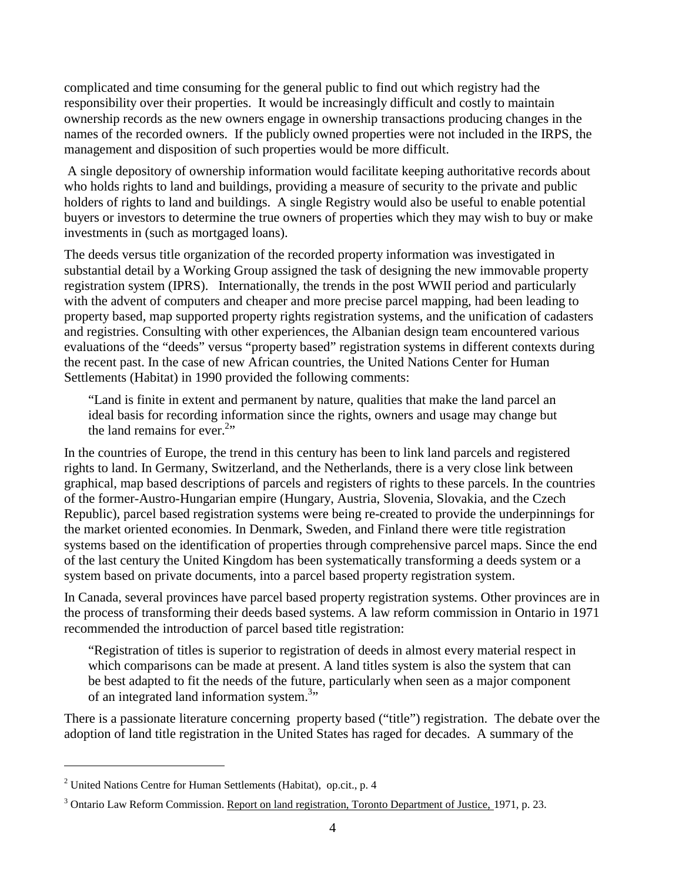complicated and time consuming for the general public to find out which registry had the responsibility over their properties. It would be increasingly difficult and costly to maintain ownership records as the new owners engage in ownership transactions producing changes in the names of the recorded owners. If the publicly owned properties were not included in the IRPS, the management and disposition of such properties would be more difficult.

A single depository of ownership information would facilitate keeping authoritative records about who holds rights to land and buildings, providing a measure of security to the private and public holders of rights to land and buildings. A single Registry would also be useful to enable potential buyers or investors to determine the true owners of properties which they may wish to buy or make investments in (such as mortgaged loans).

The deeds versus title organization of the recorded property information was investigated in substantial detail by a Working Group assigned the task of designing the new immovable property registration system (IPRS). Internationally, the trends in the post WWII period and particularly with the advent of computers and cheaper and more precise parcel mapping, had been leading to property based, map supported property rights registration systems, and the unification of cadasters and registries. Consulting with other experiences, the Albanian design team encountered various evaluations of the "deeds" versus "property based" registration systems in different contexts during the recent past. In the case of new African countries, the United Nations Center for Human Settlements (Habitat) in 1990 provided the following comments:

> "Land is finite in extent and permanent by nature, qualities that make the land parcel an ideal basis for recording information since the rights, owners and usage may change but the land remains for ever.[2]"

In the countries of Europe, the trend in this century has been to link land parcels and registered rights to land. In Germany, Switzerland, and the Netherlands, there is a very close link between graphical, map based descriptions of parcels and registers of rights to these parcels. In the countries of the former-Austro-Hungarian empire (Hungary, Austria, Slovenia, Slovakia, and the Czech Republic), parcel based registration systems were being re-created to provide the underpinnings for the market oriented economies. In Denmark, Sweden, and Finland there were title registration systems based on the identification of properties through comprehensive parcel maps. Since the end of the last century the United Kingdom has been systematically transforming a deeds system or a system based on private documents, into a parcel based property registration system.

In Canada, several provinces have parcel based property registration systems. Other provinces are in the process of transforming their deeds based systems. A law reform commission in Ontario in 1971 recommended the introduction of parcel based title registration:

> "Registration of titles is superior to registration of deeds in almost every material respect in which comparisons can be made at present. A land titles system is also the system that can be best adapted to fit the needs of the future, particularly when seen as a major component of an integrated land information system.[3]"

There is a passionate literature concerning property based ("title") registration. The debate over the adoption of land title registration in the United States has raged for decades. A summary of the

---

[2] United Nations Centre for Human Settlements (Habitat), op.cit., p. 4

[3] Ontario Law Reform Commission. Report on land registration, Toronto Department of Justice, 1971, p. 23.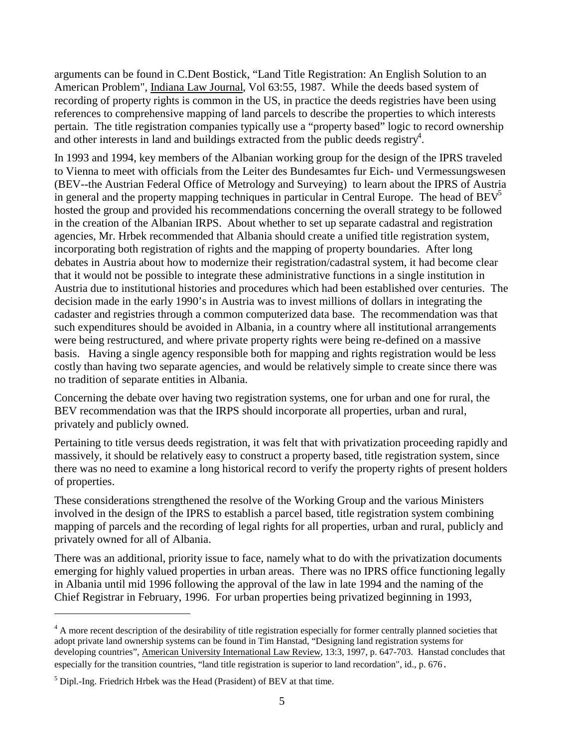arguments can be found in C.Dent Bostick, "Land Title Registration: An English Solution to an American Problem", Indiana Law Journal, Vol 63:55, 1987. While the deeds based system of recording of property rights is common in the US, in practice the deeds registries have been using references to comprehensive mapping of land parcels to describe the properties to which interests pertain. The title registration companies typically use a "property based" logic to record ownership and other interests in land and buildings extracted from the public deeds registry[4].

In 1993 and 1994, key members of the Albanian working group for the design of the IPRS traveled to Vienna to meet with officials from the Leiter des Bundesamtes fur Eich- und Vermessungswesen (BEV--the Austrian Federal Office of Metrology and Surveying) to learn about the IPRS of Austria in general and the property mapping techniques in particular in Central Europe. The head of BEV[5] hosted the group and provided his recommendations concerning the overall strategy to be followed in the creation of the Albanian IRPS. About whether to set up separate cadastral and registration agencies, Mr. Hrbek recommended that Albania should create a unified title registration system, incorporating both registration of rights and the mapping of property boundaries. After long debates in Austria about how to modernize their registration/cadastral system, it had become clear that it would not be possible to integrate these administrative functions in a single institution in Austria due to institutional histories and procedures which had been established over centuries. The decision made in the early 1990's in Austria was to invest millions of dollars in integrating the cadaster and registries through a common computerized data base. The recommendation was that such expenditures should be avoided in Albania, in a country where all institutional arrangements were being restructured, and where private property rights were being re-defined on a massive basis. Having a single agency responsible both for mapping and rights registration would be less costly than having two separate agencies, and would be relatively simple to create since there was no tradition of separate entities in Albania.

Concerning the debate over having two registration systems, one for urban and one for rural, the BEV recommendation was that the IRPS should incorporate all properties, urban and rural, privately and publicly owned.

Pertaining to title versus deeds registration, it was felt that with privatization proceeding rapidly and massively, it should be relatively easy to construct a property based, title registration system, since there was no need to examine a long historical record to verify the property rights of present holders of properties.

These considerations strengthened the resolve of the Working Group and the various Ministers involved in the design of the IPRS to establish a parcel based, title registration system combining mapping of parcels and the recording of legal rights for all properties, urban and rural, publicly and privately owned for all of Albania.

There was an additional, priority issue to face, namely what to do with the privatization documents emerging for highly valued properties in urban areas. There was no IPRS office functioning legally in Albania until mid 1996 following the approval of the law in late 1994 and the naming of the Chief Registrar in February, 1996. For urban properties being privatized beginning in 1993,

---

[4] A more recent description of the desirability of title registration especially for former centrally planned societies that adopt private land ownership systems can be found in Tim Hanstad, "Designing land registration systems for developing countries", American University International Law Review, 13:3, 1997, p. 647-703. Hanstad concludes that especially for the transition countries, "land title registration is superior to land recordation", id., p. 676.

[5] Dipl.-Ing. Friedrich Hrbek was the Head (Prasident) of BEV at that time.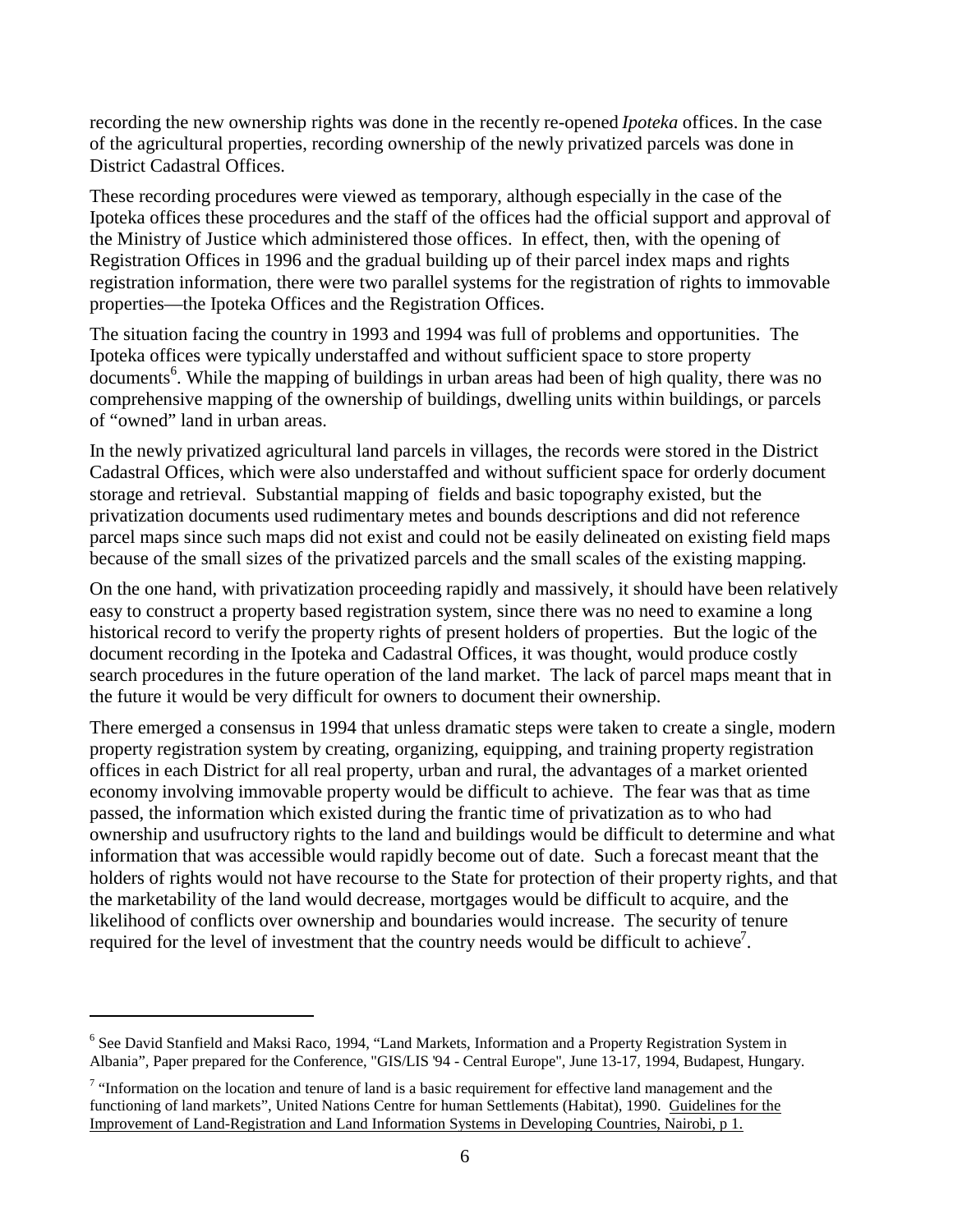recording the new ownership rights was done in the recently re-opened *Ipoteka* offices. In the case of the agricultural properties, recording ownership of the newly privatized parcels was done in District Cadastral Offices.

These recording procedures were viewed as temporary, although especially in the case of the Ipoteka offices these procedures and the staff of the offices had the official support and approval of the Ministry of Justice which administered those offices. In effect, then, with the opening of Registration Offices in 1996 and the gradual building up of their parcel index maps and rights registration information, there were two parallel systems for the registration of rights to immovable properties—the Ipoteka Offices and the Registration Offices.

The situation facing the country in 1993 and 1994 was full of problems and opportunities. The Ipoteka offices were typically understaffed and without sufficient space to store property documents[6]. While the mapping of buildings in urban areas had been of high quality, there was no comprehensive mapping of the ownership of buildings, dwelling units within buildings, or parcels of "owned" land in urban areas.

In the newly privatized agricultural land parcels in villages, the records were stored in the District Cadastral Offices, which were also understaffed and without sufficient space for orderly document storage and retrieval. Substantial mapping of fields and basic topography existed, but the privatization documents used rudimentary metes and bounds descriptions and did not reference parcel maps since such maps did not exist and could not be easily delineated on existing field maps because of the small sizes of the privatized parcels and the small scales of the existing mapping.

On the one hand, with privatization proceeding rapidly and massively, it should have been relatively easy to construct a property based registration system, since there was no need to examine a long historical record to verify the property rights of present holders of properties. But the logic of the document recording in the Ipoteka and Cadastral Offices, it was thought, would produce costly search procedures in the future operation of the land market. The lack of parcel maps meant that in the future it would be very difficult for owners to document their ownership.

There emerged a consensus in 1994 that unless dramatic steps were taken to create a single, modern property registration system by creating, organizing, equipping, and training property registration offices in each District for all real property, urban and rural, the advantages of a market oriented economy involving immovable property would be difficult to achieve. The fear was that as time passed, the information which existed during the frantic time of privatization as to who had ownership and usufructory rights to the land and buildings would be difficult to determine and what information that was accessible would rapidly become out of date. Such a forecast meant that the holders of rights would not have recourse to the State for protection of their property rights, and that the marketability of the land would decrease, mortgages would be difficult to acquire, and the likelihood of conflicts over ownership and boundaries would increase. The security of tenure required for the level of investment that the country needs would be difficult to achieve[7].

---

[6] See David Stanfield and Maksi Raco, 1994, "Land Markets, Information and a Property Registration System in Albania", Paper prepared for the Conference, "GIS/LIS '94 - Central Europe", June 13-17, 1994, Budapest, Hungary.

[7] "Information on the location and tenure of land is a basic requirement for effective land management and the functioning of land markets", United Nations Centre for human Settlements (Habitat), 1990. Guidelines for the Improvement of Land-Registration and Land Information Systems in Developing Countries, Nairobi, p 1.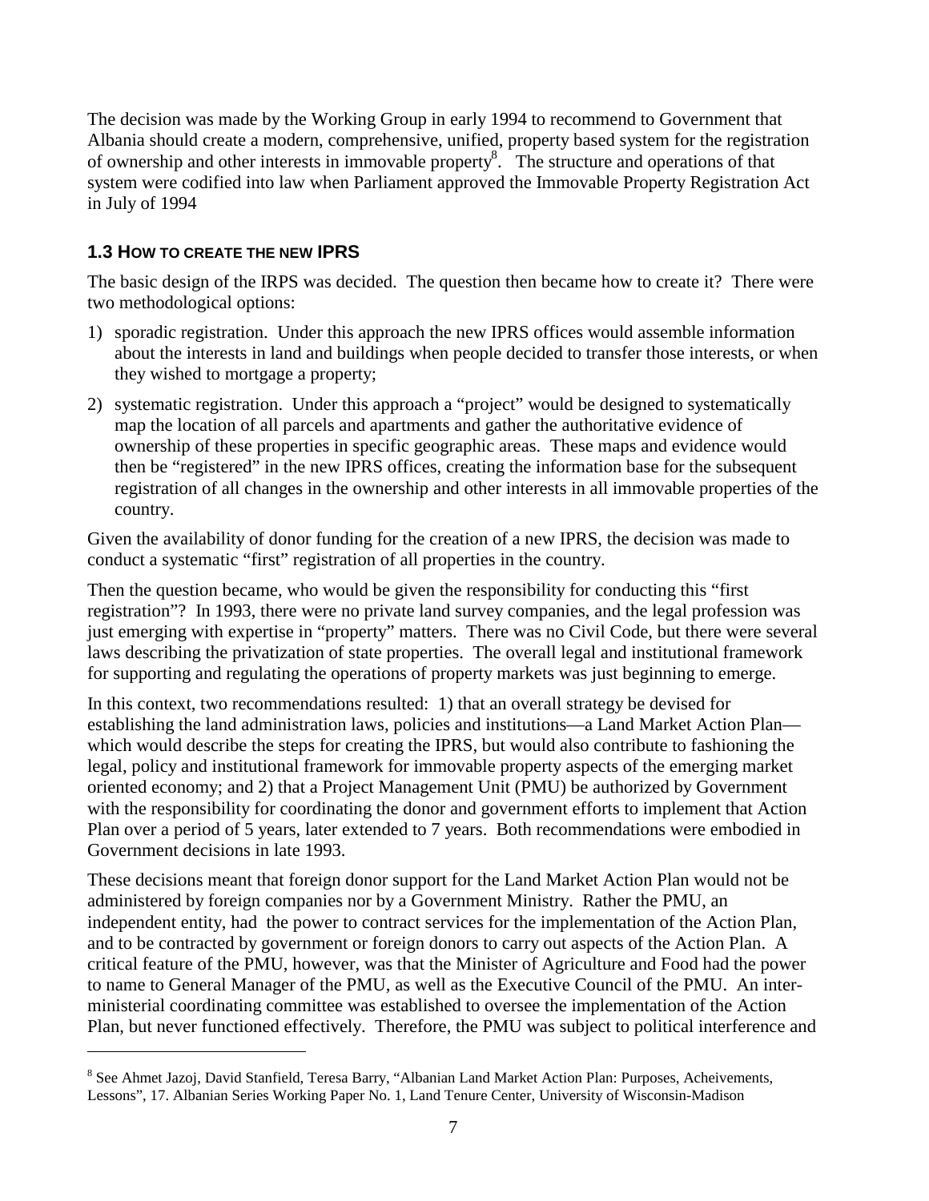The decision was made by the Working Group in early 1994 to recommend to Government that Albania should create a modern, comprehensive, unified, property based system for the registration of ownership and other interests in immovable property[8]. The structure and operations of that system were codified into law when Parliament approved the Immovable Property Registration Act in July of 1994

### 1.3 HOW TO CREATE THE NEW IPRS

The basic design of the IRPS was decided. The question then became how to create it? There were two methodological options:

1) sporadic registration. Under this approach the new IPRS offices would assemble information about the interests in land and buildings when people decided to transfer those interests, or when they wished to mortgage a property;

2) systematic registration. Under this approach a "project" would be designed to systematically map the location of all parcels and apartments and gather the authoritative evidence of ownership of these properties in specific geographic areas. These maps and evidence would then be "registered" in the new IPRS offices, creating the information base for the subsequent registration of all changes in the ownership and other interests in all immovable properties of the country.

Given the availability of donor funding for the creation of a new IPRS, the decision was made to conduct a systematic "first" registration of all properties in the country.

Then the question became, who would be given the responsibility for conducting this "first registration"? In 1993, there were no private land survey companies, and the legal profession was just emerging with expertise in "property" matters. There was no Civil Code, but there were several laws describing the privatization of state properties. The overall legal and institutional framework for supporting and regulating the operations of property markets was just beginning to emerge.

In this context, two recommendations resulted: 1) that an overall strategy be devised for establishing the land administration laws, policies and institutions—a Land Market Action Plan—which would describe the steps for creating the IPRS, but would also contribute to fashioning the legal, policy and institutional framework for immovable property aspects of the emerging market oriented economy; and 2) that a Project Management Unit (PMU) be authorized by Government with the responsibility for coordinating the donor and government efforts to implement that Action Plan over a period of 5 years, later extended to 7 years. Both recommendations were embodied in Government decisions in late 1993.

These decisions meant that foreign donor support for the Land Market Action Plan would not be administered by foreign companies nor by a Government Ministry. Rather the PMU, an independent entity, had the power to contract services for the implementation of the Action Plan, and to be contracted by government or foreign donors to carry out aspects of the Action Plan. A critical feature of the PMU, however, was that the Minister of Agriculture and Food had the power to name to General Manager of the PMU, as well as the Executive Council of the PMU. An inter-ministerial coordinating committee was established to oversee the implementation of the Action Plan, but never functioned effectively. Therefore, the PMU was subject to political interference and

[8] See Ahmet Jazoj, David Stanfield, Teresa Barry, "Albanian Land Market Action Plan: Purposes, Acheivements, Lessons", 17. Albanian Series Working Paper No. 1, Land Tenure Center, University of Wisconsin-Madison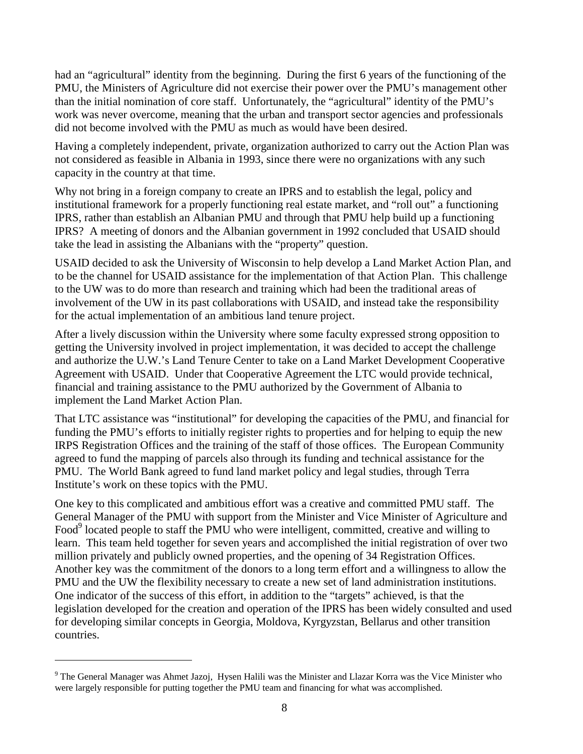had an "agricultural" identity from the beginning. During the first 6 years of the functioning of the PMU, the Ministers of Agriculture did not exercise their power over the PMU's management other than the initial nomination of core staff. Unfortunately, the "agricultural" identity of the PMU's work was never overcome, meaning that the urban and transport sector agencies and professionals did not become involved with the PMU as much as would have been desired.

Having a completely independent, private, organization authorized to carry out the Action Plan was not considered as feasible in Albania in 1993, since there were no organizations with any such capacity in the country at that time.

Why not bring in a foreign company to create an IPRS and to establish the legal, policy and institutional framework for a properly functioning real estate market, and "roll out" a functioning IPRS, rather than establish an Albanian PMU and through that PMU help build up a functioning IPRS? A meeting of donors and the Albanian government in 1992 concluded that USAID should take the lead in assisting the Albanians with the "property" question.

USAID decided to ask the University of Wisconsin to help develop a Land Market Action Plan, and to be the channel for USAID assistance for the implementation of that Action Plan. This challenge to the UW was to do more than research and training which had been the traditional areas of involvement of the UW in its past collaborations with USAID, and instead take the responsibility for the actual implementation of an ambitious land tenure project.

After a lively discussion within the University where some faculty expressed strong opposition to getting the University involved in project implementation, it was decided to accept the challenge and authorize the U.W.'s Land Tenure Center to take on a Land Market Development Cooperative Agreement with USAID. Under that Cooperative Agreement the LTC would provide technical, financial and training assistance to the PMU authorized by the Government of Albania to implement the Land Market Action Plan.

That LTC assistance was "institutional" for developing the capacities of the PMU, and financial for funding the PMU's efforts to initially register rights to properties and for helping to equip the new IRPS Registration Offices and the training of the staff of those offices. The European Community agreed to fund the mapping of parcels also through its funding and technical assistance for the PMU. The World Bank agreed to fund land market policy and legal studies, through Terra Institute's work on these topics with the PMU.

One key to this complicated and ambitious effort was a creative and committed PMU staff. The General Manager of the PMU with support from the Minister and Vice Minister of Agriculture and Food[9] located people to staff the PMU who were intelligent, committed, creative and willing to learn. This team held together for seven years and accomplished the initial registration of over two million privately and publicly owned properties, and the opening of 34 Registration Offices. Another key was the commitment of the donors to a long term effort and a willingness to allow the PMU and the UW the flexibility necessary to create a new set of land administration institutions. One indicator of the success of this effort, in addition to the "targets" achieved, is that the legislation developed for the creation and operation of the IPRS has been widely consulted and used for developing similar concepts in Georgia, Moldova, Kyrgyzstan, Bellarus and other transition countries.

---

[9] The General Manager was Ahmet Jazoj, Hysen Halili was the Minister and Llazar Korra was the Vice Minister who were largely responsible for putting together the PMU team and financing for what was accomplished.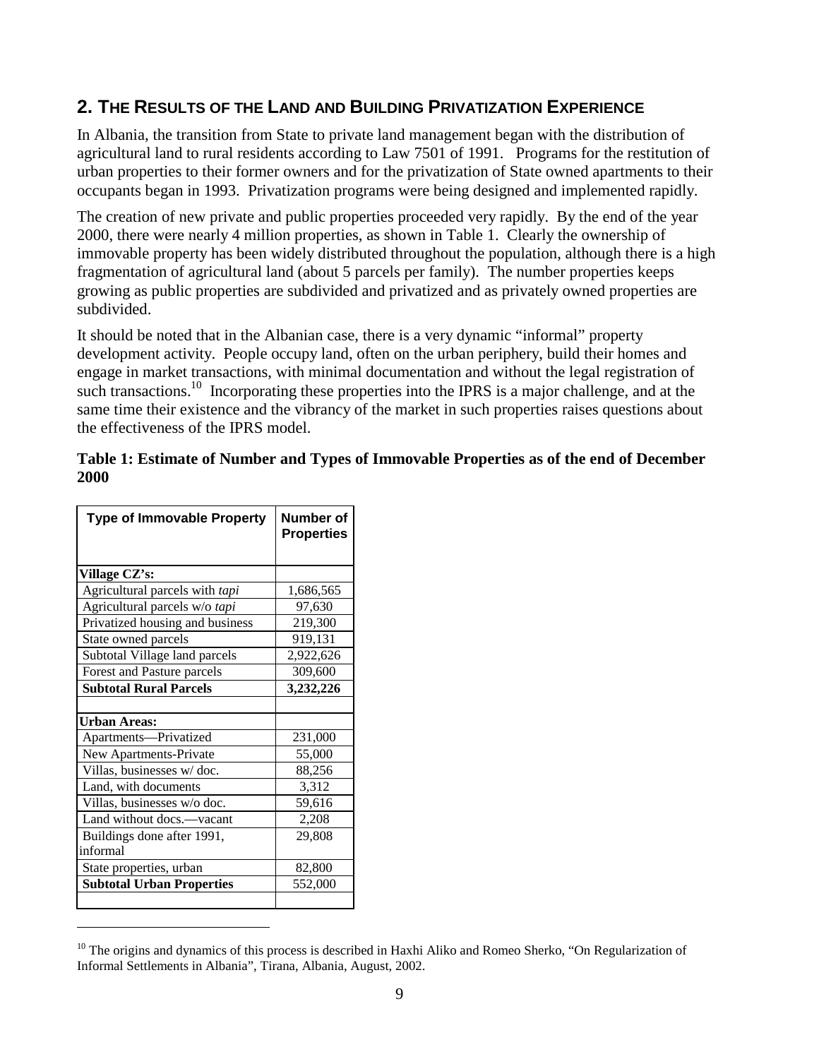## 2. THE RESULTS OF THE LAND AND BUILDING PRIVATIZATION EXPERIENCE

In Albania, the transition from State to private land management began with the distribution of agricultural land to rural residents according to Law 7501 of 1991. Programs for the restitution of urban properties to their former owners and for the privatization of State owned apartments to their occupants began in 1993. Privatization programs were being designed and implemented rapidly.

The creation of new private and public properties proceeded very rapidly. By the end of the year 2000, there were nearly 4 million properties, as shown in Table 1. Clearly the ownership of immovable property has been widely distributed throughout the population, although there is a high fragmentation of agricultural land (about 5 parcels per family). The number properties keeps growing as public properties are subdivided and privatized and as privately owned properties are subdivided.

It should be noted that in the Albanian case, there is a very dynamic "informal" property development activity. People occupy land, often on the urban periphery, build their homes and engage in market transactions, with minimal documentation and without the legal registration of such transactions.[10] Incorporating these properties into the IPRS is a major challenge, and at the same time their existence and the vibrancy of the market in such properties raises questions about the effectiveness of the IPRS model.

**Table 1: Estimate of Number and Types of Immovable Properties as of the end of December 2000**

| Type of Immovable Property | Number of Properties |
|---|---|
| **Village CZ's:** | |
| Agricultural parcels with *tapi* | 1,686,565 |
| Agricultural parcels w/o *tapi* | 97,630 |
| Privatized housing and business | 219,300 |
| State owned parcels | 919,131 |
| Subtotal Village land parcels | 2,922,626 |
| Forest and Pasture parcels | 309,600 |
| **Subtotal Rural Parcels** | **3,232,226** |
| | |
| **Urban Areas:** | |
| Apartments—Privatized | 231,000 |
| New Apartments-Private | 55,000 |
| Villas, businesses w/ doc. | 88,256 |
| Land, with documents | 3,312 |
| Villas, businesses w/o doc. | 59,616 |
| Land without docs.—vacant | 2,208 |
| Buildings done after 1991, informal | 29,808 |
| State properties, urban | 82,800 |
| **Subtotal Urban Properties** | 552,000 |
| | |

[10] The origins and dynamics of this process is described in Haxhi Aliko and Romeo Sherko, "On Regularization of Informal Settlements in Albania", Tirana, Albania, August, 2002.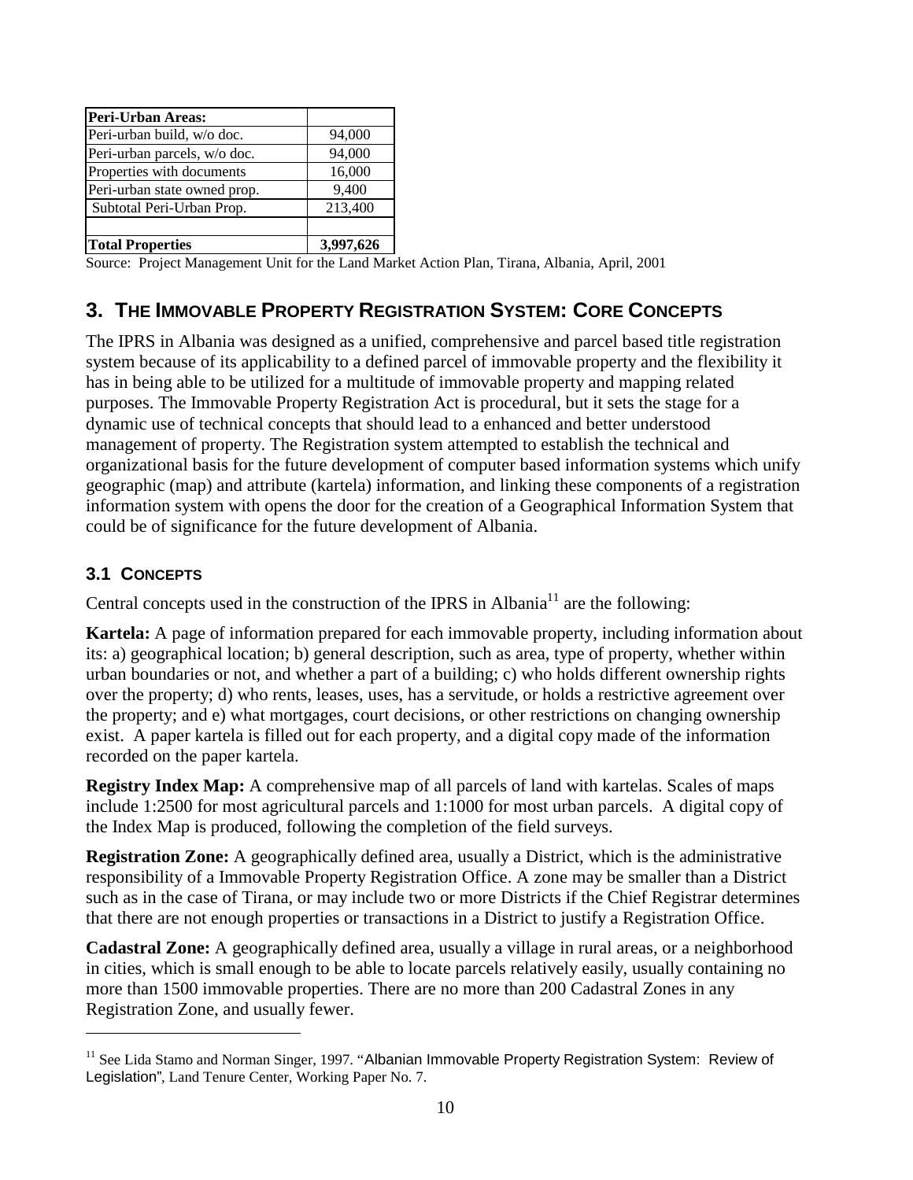| Peri-Urban Areas: | |
|---|---|
| Peri-urban build, w/o doc. | 94,000 |
| Peri-urban parcels, w/o doc. | 94,000 |
| Properties with documents | 16,000 |
| Peri-urban state owned prop. | 9,400 |
| Subtotal Peri-Urban Prop. | 213,400 |
| | |
| **Total Properties** | **3,997,626** |

Source: Project Management Unit for the Land Market Action Plan, Tirana, Albania, April, 2001

## 3. THE IMMOVABLE PROPERTY REGISTRATION SYSTEM: CORE CONCEPTS

The IPRS in Albania was designed as a unified, comprehensive and parcel based title registration system because of its applicability to a defined parcel of immovable property and the flexibility it has in being able to be utilized for a multitude of immovable property and mapping related purposes. The Immovable Property Registration Act is procedural, but it sets the stage for a dynamic use of technical concepts that should lead to a enhanced and better understood management of property. The Registration system attempted to establish the technical and organizational basis for the future development of computer based information systems which unify geographic (map) and attribute (kartela) information, and linking these components of a registration information system with opens the door for the creation of a Geographical Information System that could be of significance for the future development of Albania.

### 3.1 CONCEPTS

Central concepts used in the construction of the IPRS in Albania[11] are the following:

**Kartela:** A page of information prepared for each immovable property, including information about its: a) geographical location; b) general description, such as area, type of property, whether within urban boundaries or not, and whether a part of a building; c) who holds different ownership rights over the property; d) who rents, leases, uses, has a servitude, or holds a restrictive agreement over the property; and e) what mortgages, court decisions, or other restrictions on changing ownership exist. A paper kartela is filled out for each property, and a digital copy made of the information recorded on the paper kartela.

**Registry Index Map:** A comprehensive map of all parcels of land with kartelas. Scales of maps include 1:2500 for most agricultural parcels and 1:1000 for most urban parcels. A digital copy of the Index Map is produced, following the completion of the field surveys.

**Registration Zone:** A geographically defined area, usually a District, which is the administrative responsibility of a Immovable Property Registration Office. A zone may be smaller than a District such as in the case of Tirana, or may include two or more Districts if the Chief Registrar determines that there are not enough properties or transactions in a District to justify a Registration Office.

**Cadastral Zone:** A geographically defined area, usually a village in rural areas, or a neighborhood in cities, which is small enough to be able to locate parcels relatively easily, usually containing no more than 1500 immovable properties. There are no more than 200 Cadastral Zones in any Registration Zone, and usually fewer.

---

[11] See Lida Stamo and Norman Singer, 1997. "Albanian Immovable Property Registration System: Review of Legislation", Land Tenure Center, Working Paper No. 7.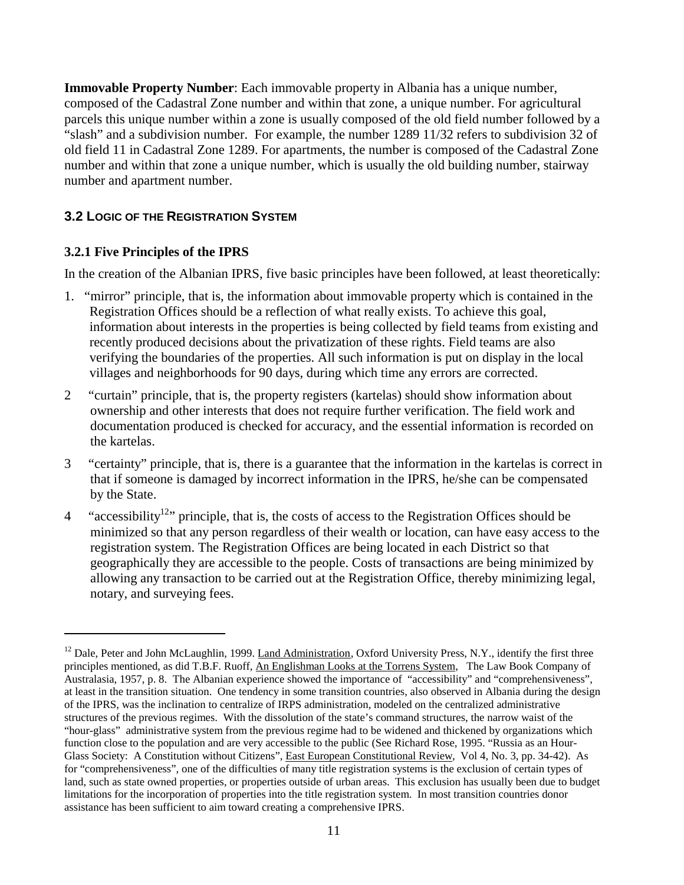**Immovable Property Number**: Each immovable property in Albania has a unique number, composed of the Cadastral Zone number and within that zone, a unique number. For agricultural parcels this unique number within a zone is usually composed of the old field number followed by a "slash" and a subdivision number. For example, the number 1289 11/32 refers to subdivision 32 of old field 11 in Cadastral Zone 1289. For apartments, the number is composed of the Cadastral Zone number and within that zone a unique number, which is usually the old building number, stairway number and apartment number.

## 3.2 Logic of the Registration System

### 3.2.1 Five Principles of the IPRS

In the creation of the Albanian IPRS, five basic principles have been followed, at least theoretically:

1. "mirror" principle, that is, the information about immovable property which is contained in the Registration Offices should be a reflection of what really exists. To achieve this goal, information about interests in the properties is being collected by field teams from existing and recently produced decisions about the privatization of these rights. Field teams are also verifying the boundaries of the properties. All such information is put on display in the local villages and neighborhoods for 90 days, during which time any errors are corrected.
2. "curtain" principle, that is, the property registers (kartelas) should show information about ownership and other interests that does not require further verification. The field work and documentation produced is checked for accuracy, and the essential information is recorded on the kartelas.
3. "certainty" principle, that is, there is a guarantee that the information in the kartelas is correct in that if someone is damaged by incorrect information in the IPRS, he/she can be compensated by the State.
4. "accessibility[12]" principle, that is, the costs of access to the Registration Offices should be minimized so that any person regardless of their wealth or location, can have easy access to the registration system. The Registration Offices are being located in each District so that geographically they are accessible to the people. Costs of transactions are being minimized by allowing any transaction to be carried out at the Registration Office, thereby minimizing legal, notary, and surveying fees.

---

[12] Dale, Peter and John McLaughlin, 1999. Land Administration, Oxford University Press, N.Y., identify the first three principles mentioned, as did T.B.F. Ruoff, An Englishman Looks at the Torrens System, The Law Book Company of Australasia, 1957, p. 8. The Albanian experience showed the importance of "accessibility" and "comprehensiveness", at least in the transition situation. One tendency in some transition countries, also observed in Albania during the design of the IPRS, was the inclination to centralize of IRPS administration, modeled on the centralized administrative structures of the previous regimes. With the dissolution of the state's command structures, the narrow waist of the "hour-glass" administrative system from the previous regime had to be widened and thickened by organizations which function close to the population and are very accessible to the public (See Richard Rose, 1995. "Russia as an Hour-Glass Society: A Constitution without Citizens", East European Constitutional Review, Vol 4, No. 3, pp. 34-42). As for "comprehensiveness", one of the difficulties of many title registration systems is the exclusion of certain types of land, such as state owned properties, or properties outside of urban areas. This exclusion has usually been due to budget limitations for the incorporation of properties into the title registration system. In most transition countries donor assistance has been sufficient to aim toward creating a comprehensive IPRS.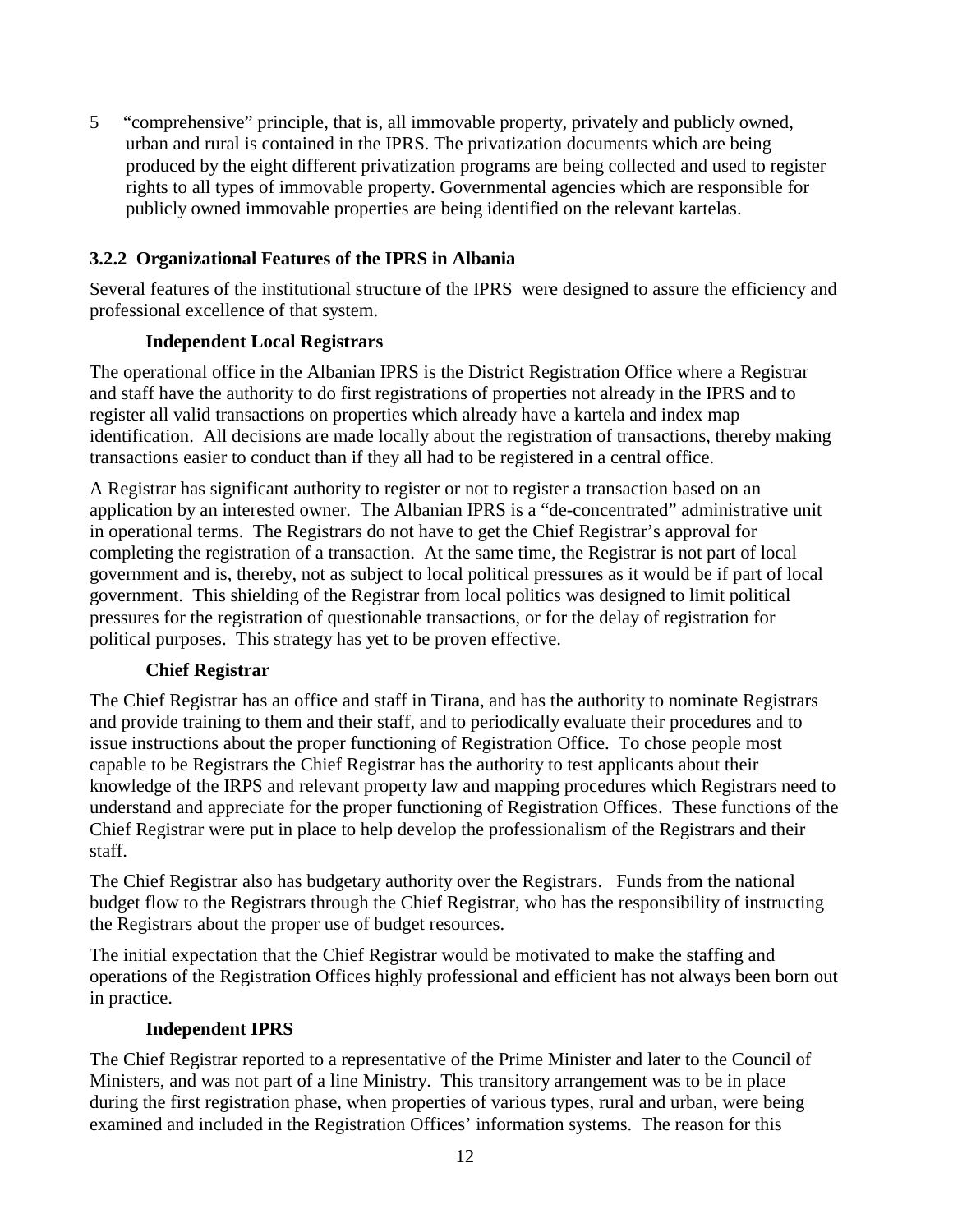5 "comprehensive" principle, that is, all immovable property, privately and publicly owned, urban and rural is contained in the IPRS. The privatization documents which are being produced by the eight different privatization programs are being collected and used to register rights to all types of immovable property. Governmental agencies which are responsible for publicly owned immovable properties are being identified on the relevant kartelas.

### 3.2.2 Organizational Features of the IPRS in Albania

Several features of the institutional structure of the IPRS were designed to assure the efficiency and professional excellence of that system.

**Independent Local Registrars**

The operational office in the Albanian IPRS is the District Registration Office where a Registrar and staff have the authority to do first registrations of properties not already in the IPRS and to register all valid transactions on properties which already have a kartela and index map identification. All decisions are made locally about the registration of transactions, thereby making transactions easier to conduct than if they all had to be registered in a central office.

A Registrar has significant authority to register or not to register a transaction based on an application by an interested owner. The Albanian IPRS is a "de-concentrated" administrative unit in operational terms. The Registrars do not have to get the Chief Registrar's approval for completing the registration of a transaction. At the same time, the Registrar is not part of local government and is, thereby, not as subject to local political pressures as it would be if part of local government. This shielding of the Registrar from local politics was designed to limit political pressures for the registration of questionable transactions, or for the delay of registration for political purposes. This strategy has yet to be proven effective.

**Chief Registrar**

The Chief Registrar has an office and staff in Tirana, and has the authority to nominate Registrars and provide training to them and their staff, and to periodically evaluate their procedures and to issue instructions about the proper functioning of Registration Office. To chose people most capable to be Registrars the Chief Registrar has the authority to test applicants about their knowledge of the IRPS and relevant property law and mapping procedures which Registrars need to understand and appreciate for the proper functioning of Registration Offices. These functions of the Chief Registrar were put in place to help develop the professionalism of the Registrars and their staff.

The Chief Registrar also has budgetary authority over the Registrars. Funds from the national budget flow to the Registrars through the Chief Registrar, who has the responsibility of instructing the Registrars about the proper use of budget resources.

The initial expectation that the Chief Registrar would be motivated to make the staffing and operations of the Registration Offices highly professional and efficient has not always been born out in practice.

**Independent IPRS**

The Chief Registrar reported to a representative of the Prime Minister and later to the Council of Ministers, and was not part of a line Ministry. This transitory arrangement was to be in place during the first registration phase, when properties of various types, rural and urban, were being examined and included in the Registration Offices' information systems. The reason for this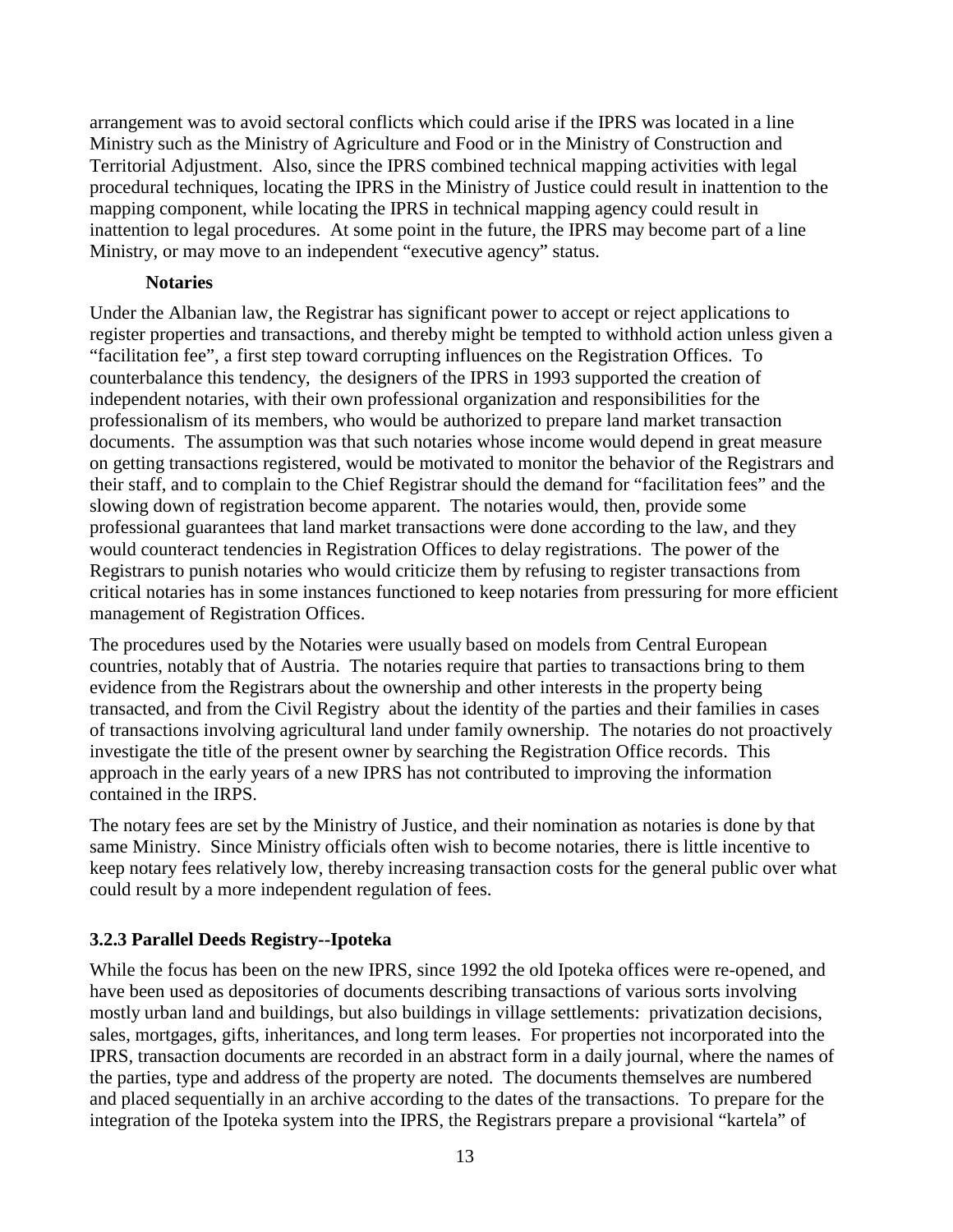arrangement was to avoid sectoral conflicts which could arise if the IPRS was located in a line Ministry such as the Ministry of Agriculture and Food or in the Ministry of Construction and Territorial Adjustment. Also, since the IPRS combined technical mapping activities with legal procedural techniques, locating the IPRS in the Ministry of Justice could result in inattention to the mapping component, while locating the IPRS in technical mapping agency could result in inattention to legal procedures. At some point in the future, the IPRS may become part of a line Ministry, or may move to an independent "executive agency" status.

**Notaries**

Under the Albanian law, the Registrar has significant power to accept or reject applications to register properties and transactions, and thereby might be tempted to withhold action unless given a "facilitation fee", a first step toward corrupting influences on the Registration Offices. To counterbalance this tendency, the designers of the IPRS in 1993 supported the creation of independent notaries, with their own professional organization and responsibilities for the professionalism of its members, who would be authorized to prepare land market transaction documents. The assumption was that such notaries whose income would depend in great measure on getting transactions registered, would be motivated to monitor the behavior of the Registrars and their staff, and to complain to the Chief Registrar should the demand for "facilitation fees" and the slowing down of registration become apparent. The notaries would, then, provide some professional guarantees that land market transactions were done according to the law, and they would counteract tendencies in Registration Offices to delay registrations. The power of the Registrars to punish notaries who would criticize them by refusing to register transactions from critical notaries has in some instances functioned to keep notaries from pressuring for more efficient management of Registration Offices.

The procedures used by the Notaries were usually based on models from Central European countries, notably that of Austria. The notaries require that parties to transactions bring to them evidence from the Registrars about the ownership and other interests in the property being transacted, and from the Civil Registry about the identity of the parties and their families in cases of transactions involving agricultural land under family ownership. The notaries do not proactively investigate the title of the present owner by searching the Registration Office records. This approach in the early years of a new IPRS has not contributed to improving the information contained in the IRPS.

The notary fees are set by the Ministry of Justice, and their nomination as notaries is done by that same Ministry. Since Ministry officials often wish to become notaries, there is little incentive to keep notary fees relatively low, thereby increasing transaction costs for the general public over what could result by a more independent regulation of fees.

### 3.2.3 Parallel Deeds Registry--Ipoteka

While the focus has been on the new IPRS, since 1992 the old Ipoteka offices were re-opened, and have been used as depositories of documents describing transactions of various sorts involving mostly urban land and buildings, but also buildings in village settlements: privatization decisions, sales, mortgages, gifts, inheritances, and long term leases. For properties not incorporated into the IPRS, transaction documents are recorded in an abstract form in a daily journal, where the names of the parties, type and address of the property are noted. The documents themselves are numbered and placed sequentially in an archive according to the dates of the transactions. To prepare for the integration of the Ipoteka system into the IPRS, the Registrars prepare a provisional "kartela" of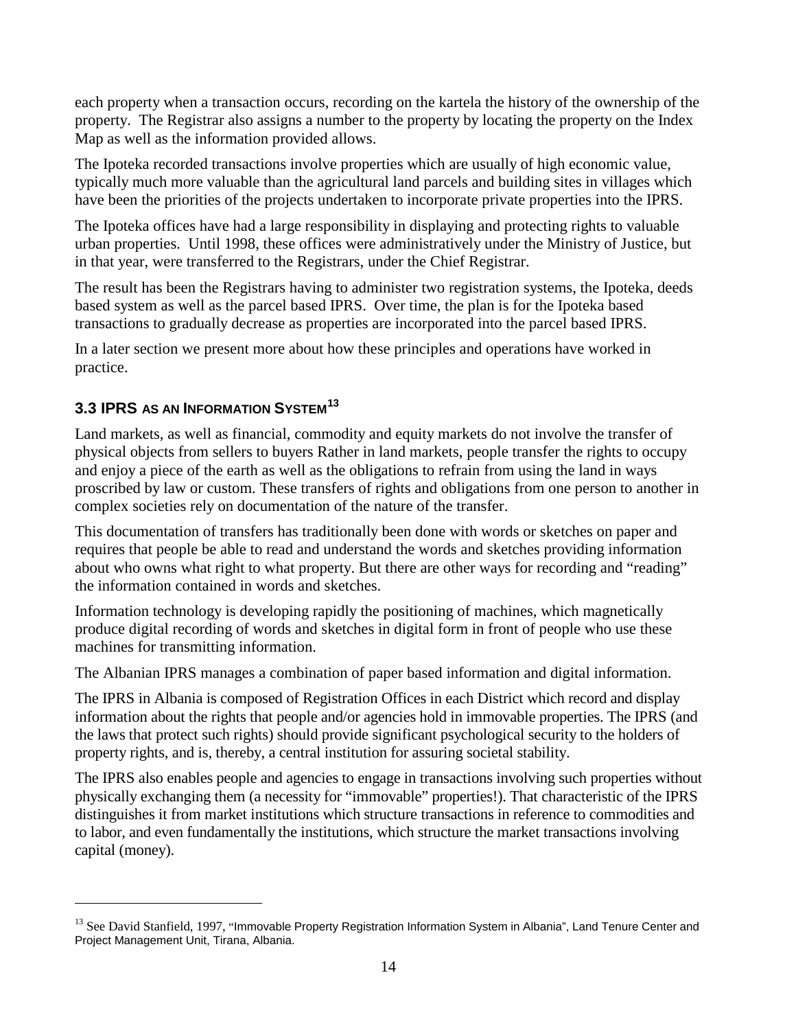each property when a transaction occurs, recording on the kartela the history of the ownership of the property. The Registrar also assigns a number to the property by locating the property on the Index Map as well as the information provided allows.

The Ipoteka recorded transactions involve properties which are usually of high economic value, typically much more valuable than the agricultural land parcels and building sites in villages which have been the priorities of the projects undertaken to incorporate private properties into the IPRS.

The Ipoteka offices have had a large responsibility in displaying and protecting rights to valuable urban properties. Until 1998, these offices were administratively under the Ministry of Justice, but in that year, were transferred to the Registrars, under the Chief Registrar.

The result has been the Registrars having to administer two registration systems, the Ipoteka, deeds based system as well as the parcel based IPRS. Over time, the plan is for the Ipoteka based transactions to gradually decrease as properties are incorporated into the parcel based IPRS.

In a later section we present more about how these principles and operations have worked in practice.

### 3.3 IPRS AS AN INFORMATION SYSTEM[13]

Land markets, as well as financial, commodity and equity markets do not involve the transfer of physical objects from sellers to buyers Rather in land markets, people transfer the rights to occupy and enjoy a piece of the earth as well as the obligations to refrain from using the land in ways proscribed by law or custom. These transfers of rights and obligations from one person to another in complex societies rely on documentation of the nature of the transfer.

This documentation of transfers has traditionally been done with words or sketches on paper and requires that people be able to read and understand the words and sketches providing information about who owns what right to what property. But there are other ways for recording and "reading" the information contained in words and sketches.

Information technology is developing rapidly the positioning of machines, which magnetically produce digital recording of words and sketches in digital form in front of people who use these machines for transmitting information.

The Albanian IPRS manages a combination of paper based information and digital information.

The IPRS in Albania is composed of Registration Offices in each District which record and display information about the rights that people and/or agencies hold in immovable properties. The IPRS (and the laws that protect such rights) should provide significant psychological security to the holders of property rights, and is, thereby, a central institution for assuring societal stability.

The IPRS also enables people and agencies to engage in transactions involving such properties without physically exchanging them (a necessity for "immovable" properties!). That characteristic of the IPRS distinguishes it from market institutions which structure transactions in reference to commodities and to labor, and even fundamentally the institutions, which structure the market transactions involving capital (money).

---

[13] See David Stanfield, 1997, "Immovable Property Registration Information System in Albania", Land Tenure Center and Project Management Unit, Tirana, Albania.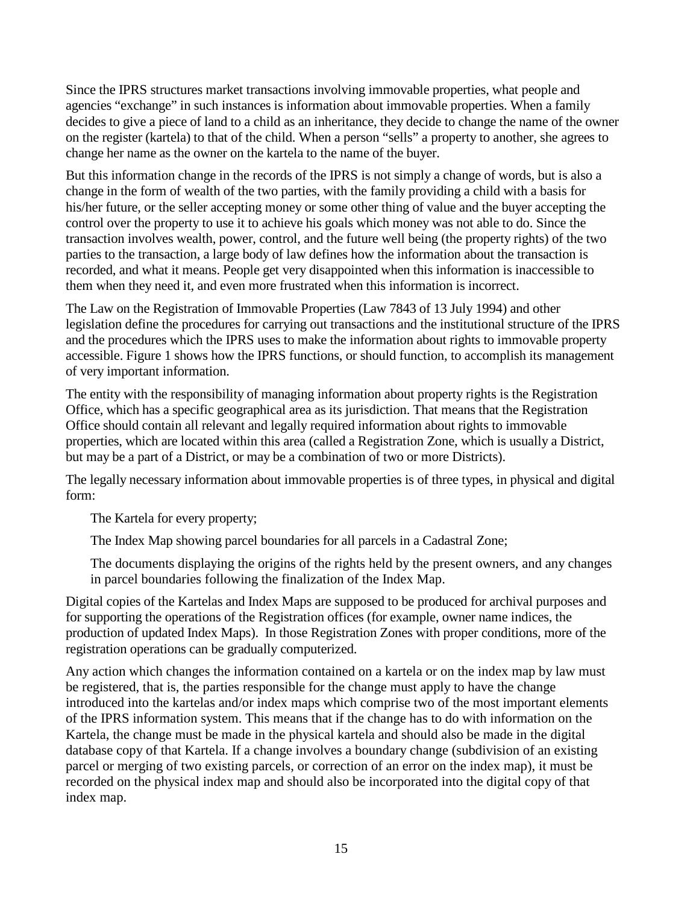Since the IPRS structures market transactions involving immovable properties, what people and agencies "exchange" in such instances is information about immovable properties. When a family decides to give a piece of land to a child as an inheritance, they decide to change the name of the owner on the register (kartela) to that of the child. When a person "sells" a property to another, she agrees to change her name as the owner on the kartela to the name of the buyer.

But this information change in the records of the IPRS is not simply a change of words, but is also a change in the form of wealth of the two parties, with the family providing a child with a basis for his/her future, or the seller accepting money or some other thing of value and the buyer accepting the control over the property to use it to achieve his goals which money was not able to do. Since the transaction involves wealth, power, control, and the future well being (the property rights) of the two parties to the transaction, a large body of law defines how the information about the transaction is recorded, and what it means. People get very disappointed when this information is inaccessible to them when they need it, and even more frustrated when this information is incorrect.

The Law on the Registration of Immovable Properties (Law 7843 of 13 July 1994) and other legislation define the procedures for carrying out transactions and the institutional structure of the IPRS and the procedures which the IPRS uses to make the information about rights to immovable property accessible. Figure 1 shows how the IPRS functions, or should function, to accomplish its management of very important information.

The entity with the responsibility of managing information about property rights is the Registration Office, which has a specific geographical area as its jurisdiction. That means that the Registration Office should contain all relevant and legally required information about rights to immovable properties, which are located within this area (called a Registration Zone, which is usually a District, but may be a part of a District, or may be a combination of two or more Districts).

The legally necessary information about immovable properties is of three types, in physical and digital form:

- The Kartela for every property;
- The Index Map showing parcel boundaries for all parcels in a Cadastral Zone;
- The documents displaying the origins of the rights held by the present owners, and any changes in parcel boundaries following the finalization of the Index Map.

Digital copies of the Kartelas and Index Maps are supposed to be produced for archival purposes and for supporting the operations of the Registration offices (for example, owner name indices, the production of updated Index Maps). In those Registration Zones with proper conditions, more of the registration operations can be gradually computerized.

Any action which changes the information contained on a kartela or on the index map by law must be registered, that is, the parties responsible for the change must apply to have the change introduced into the kartelas and/or index maps which comprise two of the most important elements of the IPRS information system. This means that if the change has to do with information on the Kartela, the change must be made in the physical kartela and should also be made in the digital database copy of that Kartela. If a change involves a boundary change (subdivision of an existing parcel or merging of two existing parcels, or correction of an error on the index map), it must be recorded on the physical index map and should also be incorporated into the digital copy of that index map.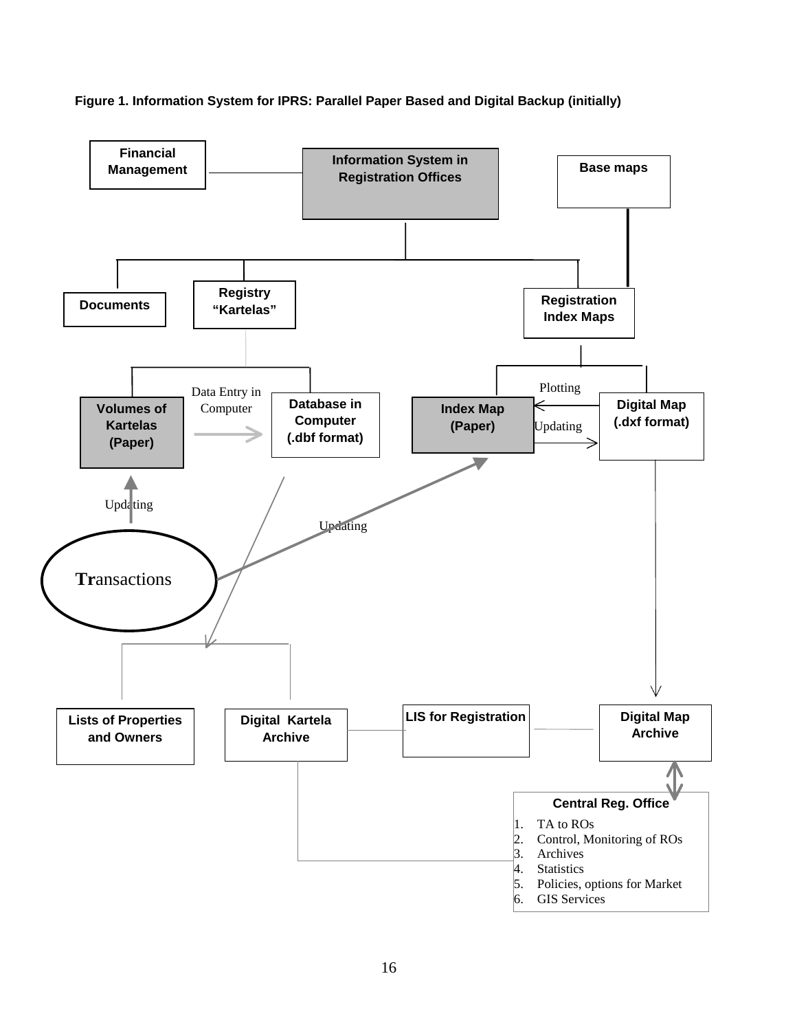**Figure 1. Information System for IPRS: Parallel Paper Based and Digital Backup (initially)**

Financial Management

Information System in Registration Offices

Base maps

Documents

Registry "Kartelas"

Registration Index Maps

Data Entry in Computer

Plotting

Volumes of Kartelas (Paper)

Database in Computer (.dbf format)

Index Map (Paper)

Updating

Digital Map (.dxf format)

Updating

Updating

Transactions

Lists of Properties and Owners

Digital Kartela Archive

LIS for Registration

Digital Map Archive

**Central Reg. Office**

1. TA to ROs
2. Control, Monitoring of ROs
3. Archives
4. Statistics
5. Policies, options for Market
6. GIS Services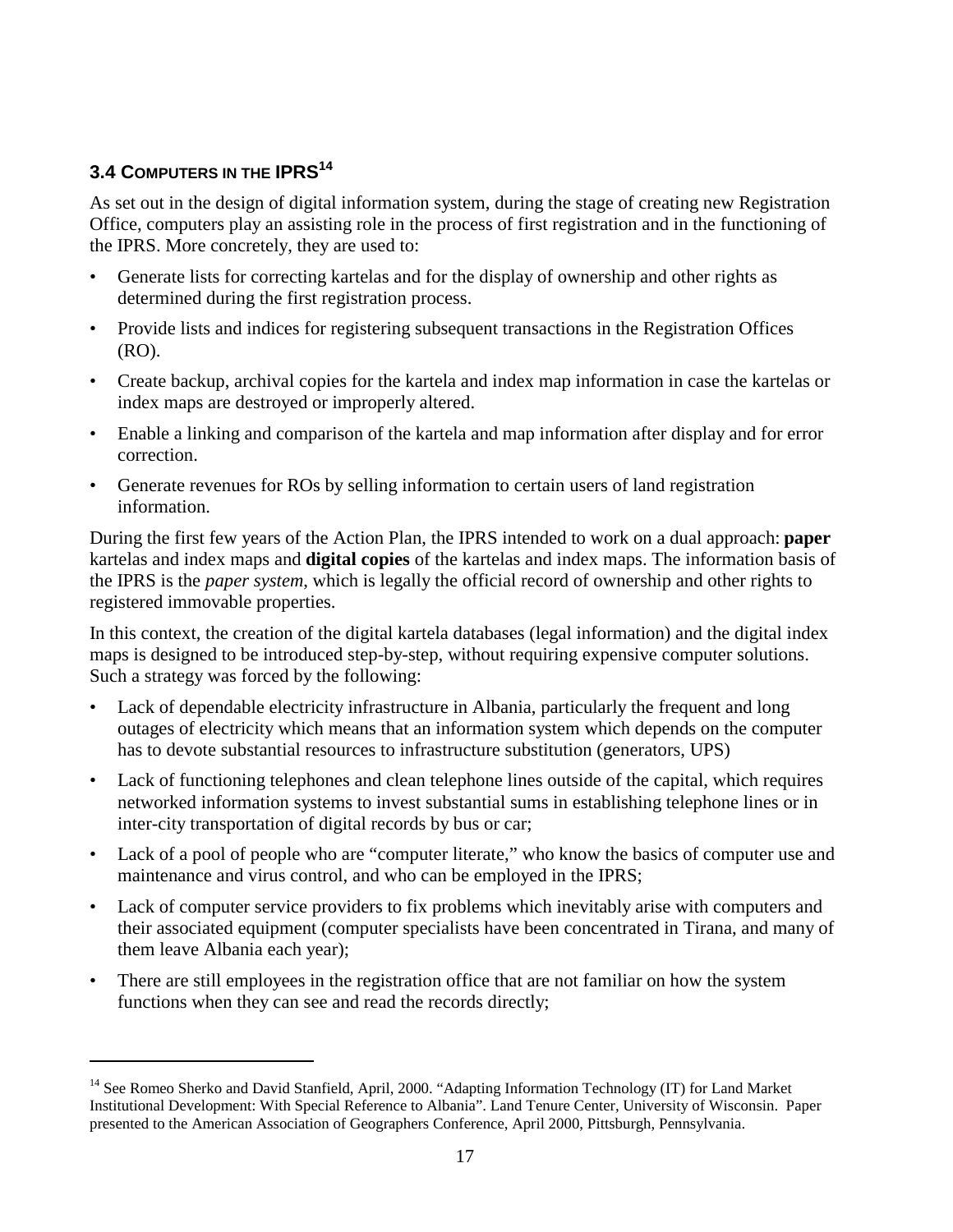### 3.4 COMPUTERS IN THE IPRS[14]

As set out in the design of digital information system, during the stage of creating new Registration Office, computers play an assisting role in the process of first registration and in the functioning of the IPRS. More concretely, they are used to:

- Generate lists for correcting kartelas and for the display of ownership and other rights as determined during the first registration process.
- Provide lists and indices for registering subsequent transactions in the Registration Offices (RO).
- Create backup, archival copies for the kartela and index map information in case the kartelas or index maps are destroyed or improperly altered.
- Enable a linking and comparison of the kartela and map information after display and for error correction.
- Generate revenues for ROs by selling information to certain users of land registration information.

During the first few years of the Action Plan, the IPRS intended to work on a dual approach: **paper** kartelas and index maps and **digital copies** of the kartelas and index maps. The information basis of the IPRS is the *paper system*, which is legally the official record of ownership and other rights to registered immovable properties.

In this context, the creation of the digital kartela databases (legal information) and the digital index maps is designed to be introduced step-by-step, without requiring expensive computer solutions. Such a strategy was forced by the following:

- Lack of dependable electricity infrastructure in Albania, particularly the frequent and long outages of electricity which means that an information system which depends on the computer has to devote substantial resources to infrastructure substitution (generators, UPS)
- Lack of functioning telephones and clean telephone lines outside of the capital, which requires networked information systems to invest substantial sums in establishing telephone lines or in inter-city transportation of digital records by bus or car;
- Lack of a pool of people who are "computer literate," who know the basics of computer use and maintenance and virus control, and who can be employed in the IPRS;
- Lack of computer service providers to fix problems which inevitably arise with computers and their associated equipment (computer specialists have been concentrated in Tirana, and many of them leave Albania each year);
- There are still employees in the registration office that are not familiar on how the system functions when they can see and read the records directly;

[14] See Romeo Sherko and David Stanfield, April, 2000. "Adapting Information Technology (IT) for Land Market Institutional Development: With Special Reference to Albania". Land Tenure Center, University of Wisconsin. Paper presented to the American Association of Geographers Conference, April 2000, Pittsburgh, Pennsylvania.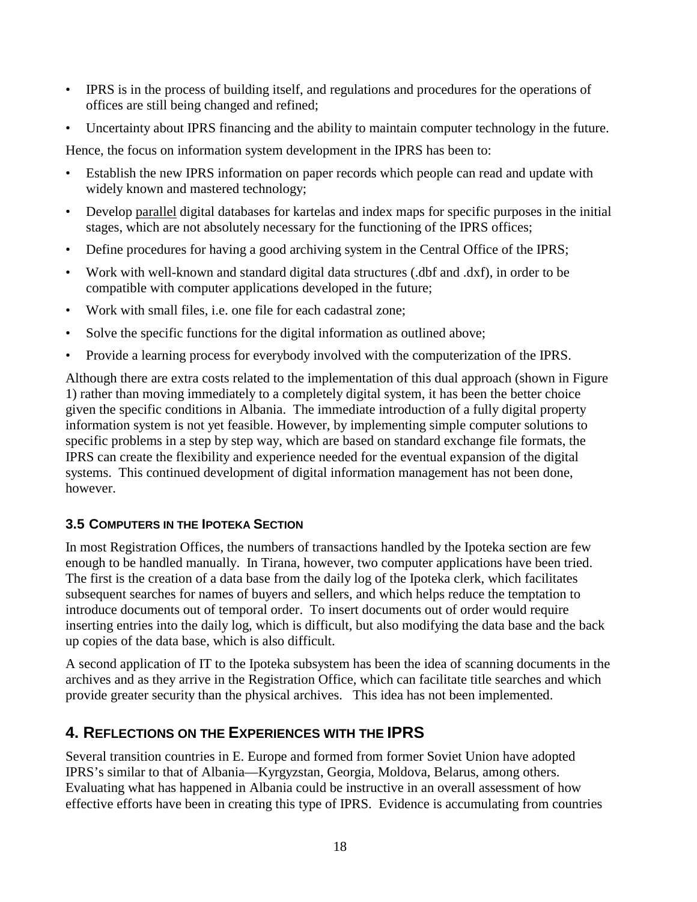- IPRS is in the process of building itself, and regulations and procedures for the operations of offices are still being changed and refined;
- Uncertainty about IPRS financing and the ability to maintain computer technology in the future.

Hence, the focus on information system development in the IPRS has been to:

- Establish the new IPRS information on paper records which people can read and update with widely known and mastered technology;
- Develop parallel digital databases for kartelas and index maps for specific purposes in the initial stages, which are not absolutely necessary for the functioning of the IPRS offices;
- Define procedures for having a good archiving system in the Central Office of the IPRS;
- Work with well-known and standard digital data structures (.dbf and .dxf), in order to be compatible with computer applications developed in the future;
- Work with small files, i.e. one file for each cadastral zone;
- Solve the specific functions for the digital information as outlined above;
- Provide a learning process for everybody involved with the computerization of the IPRS.

Although there are extra costs related to the implementation of this dual approach (shown in Figure 1) rather than moving immediately to a completely digital system, it has been the better choice given the specific conditions in Albania. The immediate introduction of a fully digital property information system is not yet feasible. However, by implementing simple computer solutions to specific problems in a step by step way, which are based on standard exchange file formats, the IPRS can create the flexibility and experience needed for the eventual expansion of the digital systems. This continued development of digital information management has not been done, however.

### 3.5 Computers in the Ipoteka Section

In most Registration Offices, the numbers of transactions handled by the Ipoteka section are few enough to be handled manually. In Tirana, however, two computer applications have been tried. The first is the creation of a data base from the daily log of the Ipoteka clerk, which facilitates subsequent searches for names of buyers and sellers, and which helps reduce the temptation to introduce documents out of temporal order. To insert documents out of order would require inserting entries into the daily log, which is difficult, but also modifying the data base and the back up copies of the data base, which is also difficult.

A second application of IT to the Ipoteka subsystem has been the idea of scanning documents in the archives and as they arrive in the Registration Office, which can facilitate title searches and which provide greater security than the physical archives. This idea has not been implemented.

## 4. Reflections on the Experiences with the IPRS

Several transition countries in E. Europe and formed from former Soviet Union have adopted IPRS's similar to that of Albania—Kyrgyzstan, Georgia, Moldova, Belarus, among others. Evaluating what has happened in Albania could be instructive in an overall assessment of how effective efforts have been in creating this type of IPRS. Evidence is accumulating from countries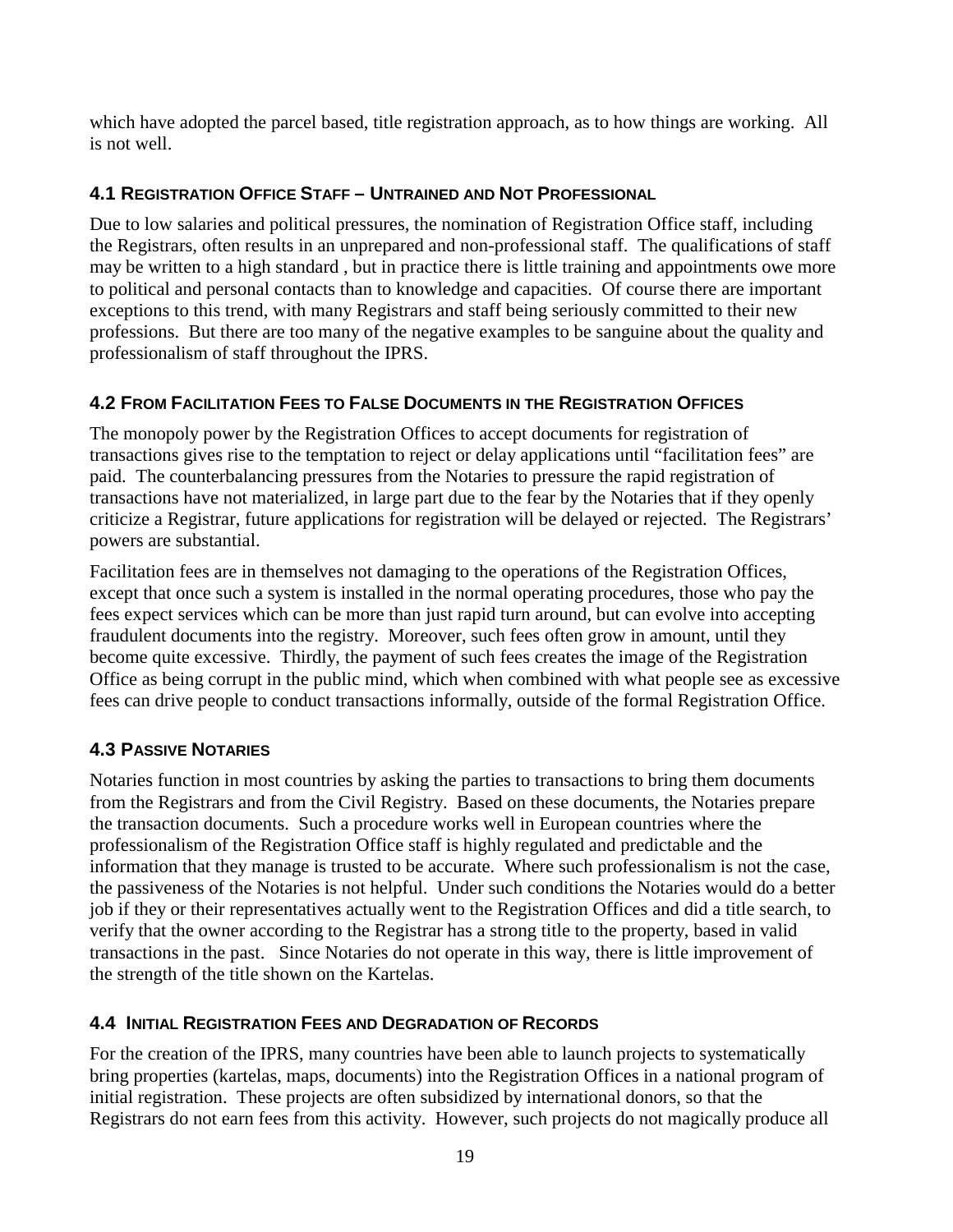which have adopted the parcel based, title registration approach, as to how things are working. All is not well.

### 4.1 Registration Office Staff – Untrained and Not Professional

Due to low salaries and political pressures, the nomination of Registration Office staff, including the Registrars, often results in an unprepared and non-professional staff. The qualifications of staff may be written to a high standard , but in practice there is little training and appointments owe more to political and personal contacts than to knowledge and capacities. Of course there are important exceptions to this trend, with many Registrars and staff being seriously committed to their new professions. But there are too many of the negative examples to be sanguine about the quality and professionalism of staff throughout the IPRS.

### 4.2 From Facilitation Fees to False Documents in the Registration Offices

The monopoly power by the Registration Offices to accept documents for registration of transactions gives rise to the temptation to reject or delay applications until "facilitation fees" are paid. The counterbalancing pressures from the Notaries to pressure the rapid registration of transactions have not materialized, in large part due to the fear by the Notaries that if they openly criticize a Registrar, future applications for registration will be delayed or rejected. The Registrars' powers are substantial.

Facilitation fees are in themselves not damaging to the operations of the Registration Offices, except that once such a system is installed in the normal operating procedures, those who pay the fees expect services which can be more than just rapid turn around, but can evolve into accepting fraudulent documents into the registry. Moreover, such fees often grow in amount, until they become quite excessive. Thirdly, the payment of such fees creates the image of the Registration Office as being corrupt in the public mind, which when combined with what people see as excessive fees can drive people to conduct transactions informally, outside of the formal Registration Office.

### 4.3 Passive Notaries

Notaries function in most countries by asking the parties to transactions to bring them documents from the Registrars and from the Civil Registry. Based on these documents, the Notaries prepare the transaction documents. Such a procedure works well in European countries where the professionalism of the Registration Office staff is highly regulated and predictable and the information that they manage is trusted to be accurate. Where such professionalism is not the case, the passiveness of the Notaries is not helpful. Under such conditions the Notaries would do a better job if they or their representatives actually went to the Registration Offices and did a title search, to verify that the owner according to the Registrar has a strong title to the property, based in valid transactions in the past. Since Notaries do not operate in this way, there is little improvement of the strength of the title shown on the Kartelas.

### 4.4 Initial Registration Fees and Degradation of Records

For the creation of the IPRS, many countries have been able to launch projects to systematically bring properties (kartelas, maps, documents) into the Registration Offices in a national program of initial registration. These projects are often subsidized by international donors, so that the Registrars do not earn fees from this activity. However, such projects do not magically produce all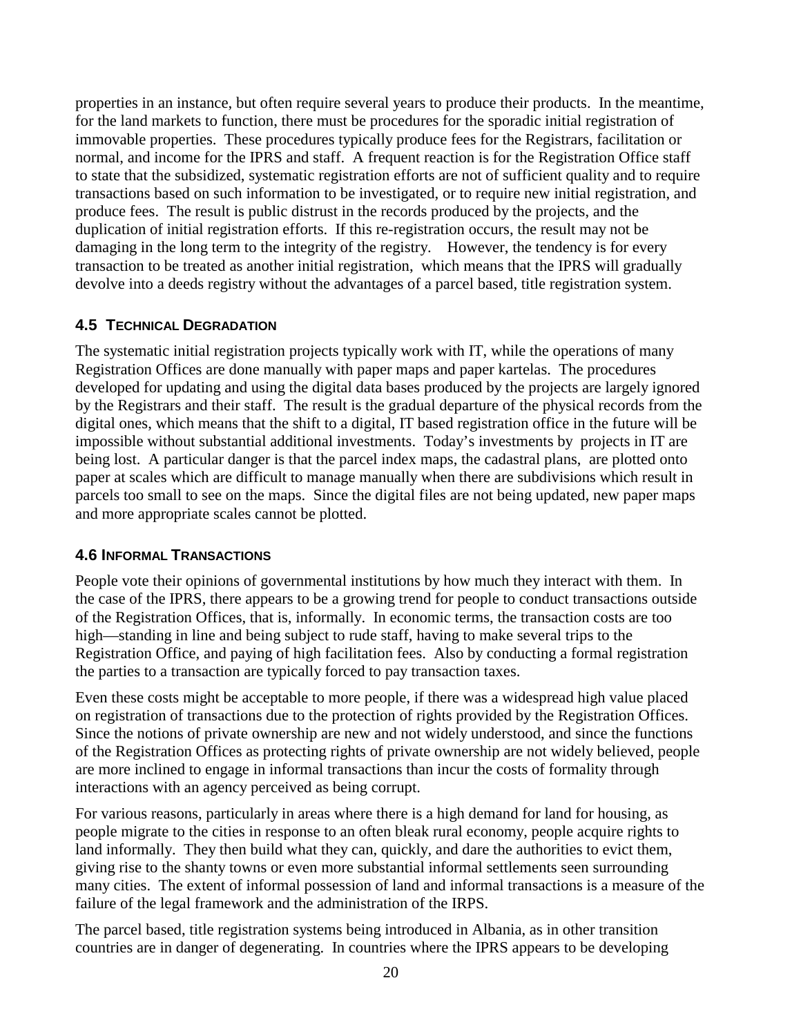properties in an instance, but often require several years to produce their products. In the meantime, for the land markets to function, there must be procedures for the sporadic initial registration of immovable properties. These procedures typically produce fees for the Registrars, facilitation or normal, and income for the IPRS and staff. A frequent reaction is for the Registration Office staff to state that the subsidized, systematic registration efforts are not of sufficient quality and to require transactions based on such information to be investigated, or to require new initial registration, and produce fees. The result is public distrust in the records produced by the projects, and the duplication of initial registration efforts. If this re-registration occurs, the result may not be damaging in the long term to the integrity of the registry. However, the tendency is for every transaction to be treated as another initial registration, which means that the IPRS will gradually devolve into a deeds registry without the advantages of a parcel based, title registration system.

### 4.5 Technical Degradation

The systematic initial registration projects typically work with IT, while the operations of many Registration Offices are done manually with paper maps and paper kartelas. The procedures developed for updating and using the digital data bases produced by the projects are largely ignored by the Registrars and their staff. The result is the gradual departure of the physical records from the digital ones, which means that the shift to a digital, IT based registration office in the future will be impossible without substantial additional investments. Today's investments by projects in IT are being lost. A particular danger is that the parcel index maps, the cadastral plans, are plotted onto paper at scales which are difficult to manage manually when there are subdivisions which result in parcels too small to see on the maps. Since the digital files are not being updated, new paper maps and more appropriate scales cannot be plotted.

### 4.6 Informal Transactions

People vote their opinions of governmental institutions by how much they interact with them. In the case of the IPRS, there appears to be a growing trend for people to conduct transactions outside of the Registration Offices, that is, informally. In economic terms, the transaction costs are too high—standing in line and being subject to rude staff, having to make several trips to the Registration Office, and paying of high facilitation fees. Also by conducting a formal registration the parties to a transaction are typically forced to pay transaction taxes.

Even these costs might be acceptable to more people, if there was a widespread high value placed on registration of transactions due to the protection of rights provided by the Registration Offices. Since the notions of private ownership are new and not widely understood, and since the functions of the Registration Offices as protecting rights of private ownership are not widely believed, people are more inclined to engage in informal transactions than incur the costs of formality through interactions with an agency perceived as being corrupt.

For various reasons, particularly in areas where there is a high demand for land for housing, as people migrate to the cities in response to an often bleak rural economy, people acquire rights to land informally. They then build what they can, quickly, and dare the authorities to evict them, giving rise to the shanty towns or even more substantial informal settlements seen surrounding many cities. The extent of informal possession of land and informal transactions is a measure of the failure of the legal framework and the administration of the IRPS.

The parcel based, title registration systems being introduced in Albania, as in other transition countries are in danger of degenerating. In countries where the IPRS appears to be developing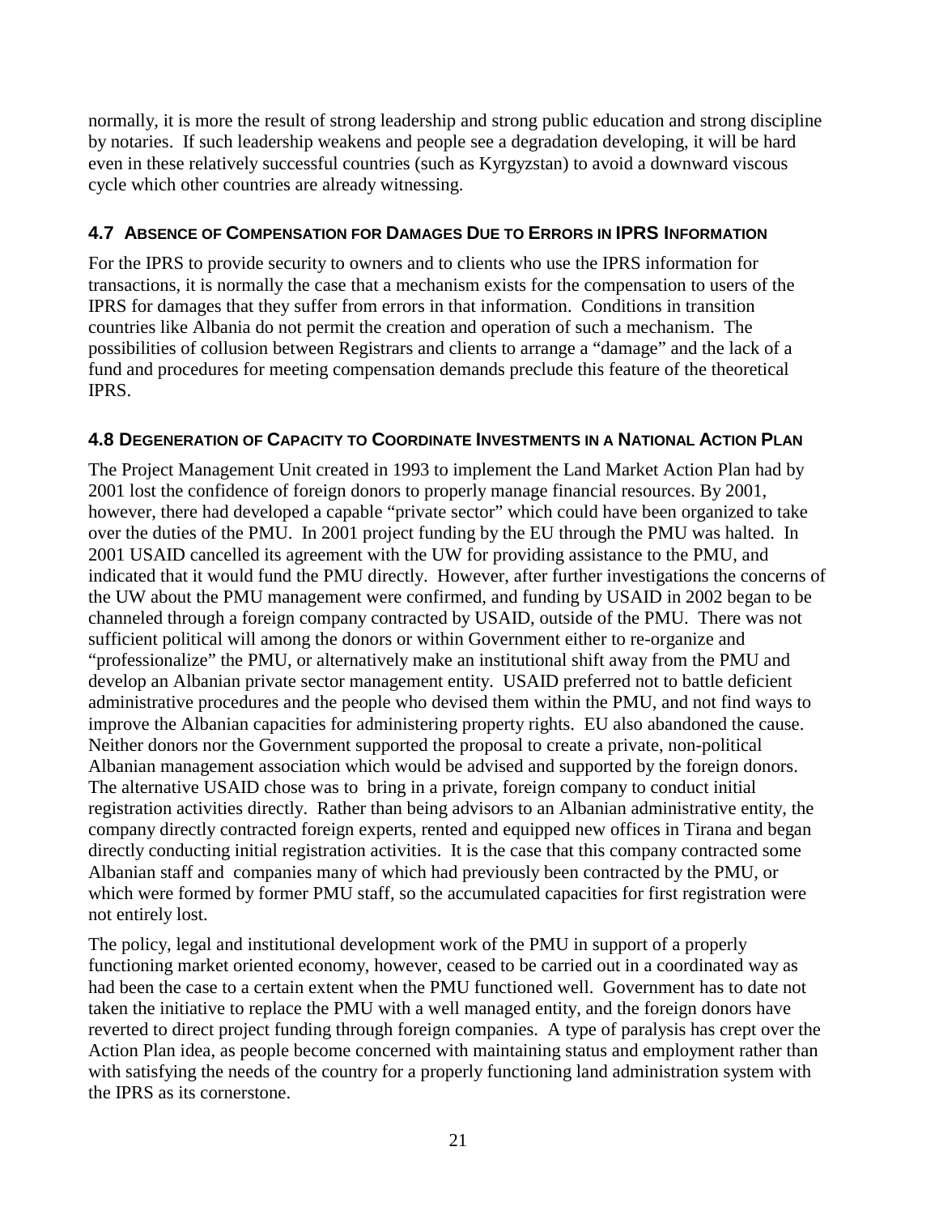normally, it is more the result of strong leadership and strong public education and strong discipline by notaries. If such leadership weakens and people see a degradation developing, it will be hard even in these relatively successful countries (such as Kyrgyzstan) to avoid a downward viscous cycle which other countries are already witnessing.

### 4.7 Absence of Compensation for Damages Due to Errors in IPRS Information

For the IPRS to provide security to owners and to clients who use the IPRS information for transactions, it is normally the case that a mechanism exists for the compensation to users of the IPRS for damages that they suffer from errors in that information. Conditions in transition countries like Albania do not permit the creation and operation of such a mechanism. The possibilities of collusion between Registrars and clients to arrange a "damage" and the lack of a fund and procedures for meeting compensation demands preclude this feature of the theoretical IPRS.

### 4.8 Degeneration of Capacity to Coordinate Investments in a National Action Plan

The Project Management Unit created in 1993 to implement the Land Market Action Plan had by 2001 lost the confidence of foreign donors to properly manage financial resources. By 2001, however, there had developed a capable "private sector" which could have been organized to take over the duties of the PMU. In 2001 project funding by the EU through the PMU was halted. In 2001 USAID cancelled its agreement with the UW for providing assistance to the PMU, and indicated that it would fund the PMU directly. However, after further investigations the concerns of the UW about the PMU management were confirmed, and funding by USAID in 2002 began to be channeled through a foreign company contracted by USAID, outside of the PMU. There was not sufficient political will among the donors or within Government either to re-organize and "professionalize" the PMU, or alternatively make an institutional shift away from the PMU and develop an Albanian private sector management entity. USAID preferred not to battle deficient administrative procedures and the people who devised them within the PMU, and not find ways to improve the Albanian capacities for administering property rights. EU also abandoned the cause. Neither donors nor the Government supported the proposal to create a private, non-political Albanian management association which would be advised and supported by the foreign donors. The alternative USAID chose was to bring in a private, foreign company to conduct initial registration activities directly. Rather than being advisors to an Albanian administrative entity, the company directly contracted foreign experts, rented and equipped new offices in Tirana and began directly conducting initial registration activities. It is the case that this company contracted some Albanian staff and companies many of which had previously been contracted by the PMU, or which were formed by former PMU staff, so the accumulated capacities for first registration were not entirely lost.

The policy, legal and institutional development work of the PMU in support of a properly functioning market oriented economy, however, ceased to be carried out in a coordinated way as had been the case to a certain extent when the PMU functioned well. Government has to date not taken the initiative to replace the PMU with a well managed entity, and the foreign donors have reverted to direct project funding through foreign companies. A type of paralysis has crept over the Action Plan idea, as people become concerned with maintaining status and employment rather than with satisfying the needs of the country for a properly functioning land administration system with the IPRS as its cornerstone.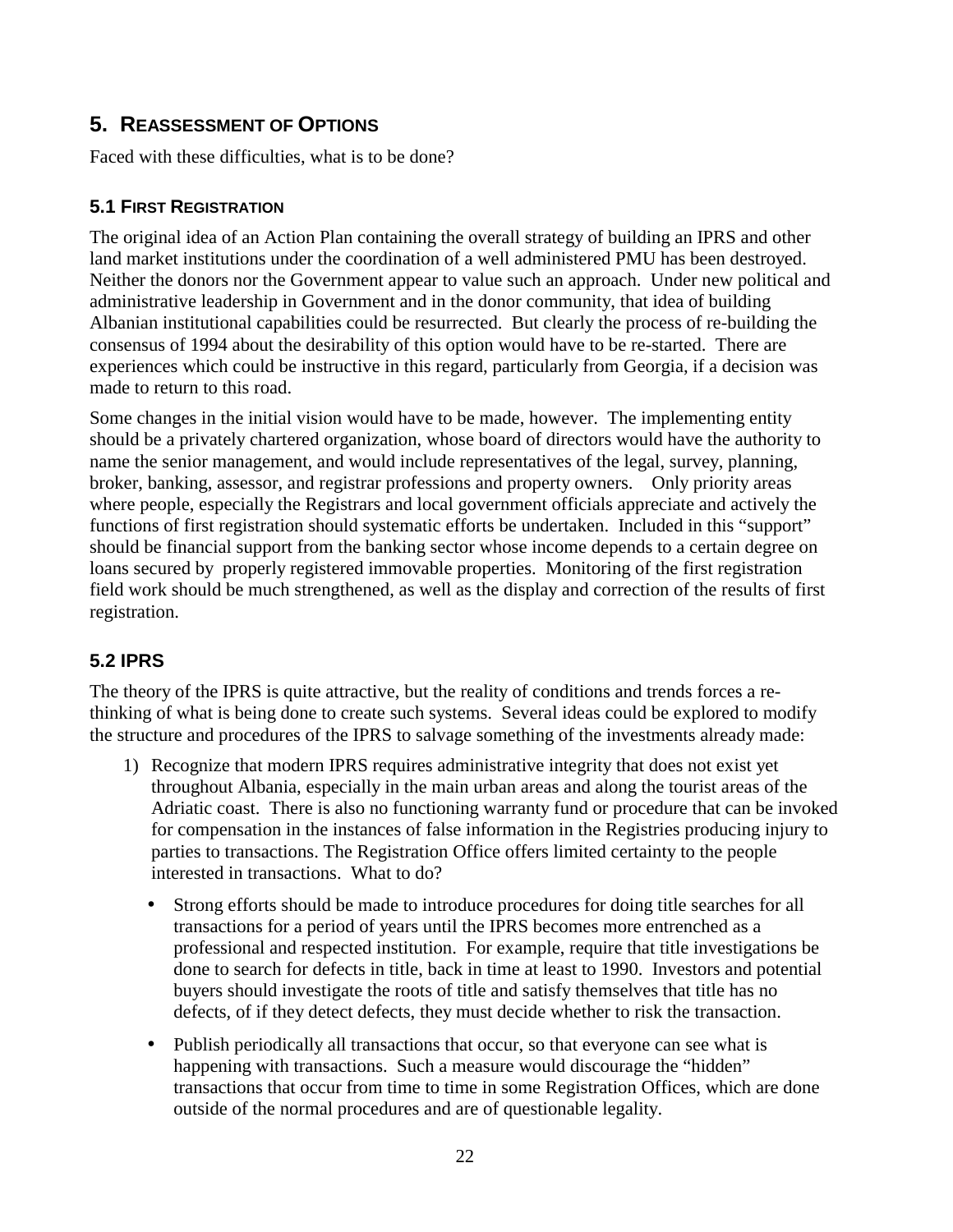## 5. Reassessment of Options

Faced with these difficulties, what is to be done?

### 5.1 First Registration

The original idea of an Action Plan containing the overall strategy of building an IPRS and other land market institutions under the coordination of a well administered PMU has been destroyed. Neither the donors nor the Government appear to value such an approach. Under new political and administrative leadership in Government and in the donor community, that idea of building Albanian institutional capabilities could be resurrected. But clearly the process of re-building the consensus of 1994 about the desirability of this option would have to be re-started. There are experiences which could be instructive in this regard, particularly from Georgia, if a decision was made to return to this road.

Some changes in the initial vision would have to be made, however. The implementing entity should be a privately chartered organization, whose board of directors would have the authority to name the senior management, and would include representatives of the legal, survey, planning, broker, banking, assessor, and registrar professions and property owners. Only priority areas where people, especially the Registrars and local government officials appreciate and actively the functions of first registration should systematic efforts be undertaken. Included in this "support" should be financial support from the banking sector whose income depends to a certain degree on loans secured by properly registered immovable properties. Monitoring of the first registration field work should be much strengthened, as well as the display and correction of the results of first registration.

### 5.2 IPRS

The theory of the IPRS is quite attractive, but the reality of conditions and trends forces a re-thinking of what is being done to create such systems. Several ideas could be explored to modify the structure and procedures of the IPRS to salvage something of the investments already made:

1) Recognize that modern IPRS requires administrative integrity that does not exist yet throughout Albania, especially in the main urban areas and along the tourist areas of the Adriatic coast. There is also no functioning warranty fund or procedure that can be invoked for compensation in the instances of false information in the Registries producing injury to parties to transactions. The Registration Office offers limited certainty to the people interested in transactions. What to do?

   - Strong efforts should be made to introduce procedures for doing title searches for all transactions for a period of years until the IPRS becomes more entrenched as a professional and respected institution. For example, require that title investigations be done to search for defects in title, back in time at least to 1990. Investors and potential buyers should investigate the roots of title and satisfy themselves that title has no defects, of if they detect defects, they must decide whether to risk the transaction.

   - Publish periodically all transactions that occur, so that everyone can see what is happening with transactions. Such a measure would discourage the "hidden" transactions that occur from time to time in some Registration Offices, which are done outside of the normal procedures and are of questionable legality.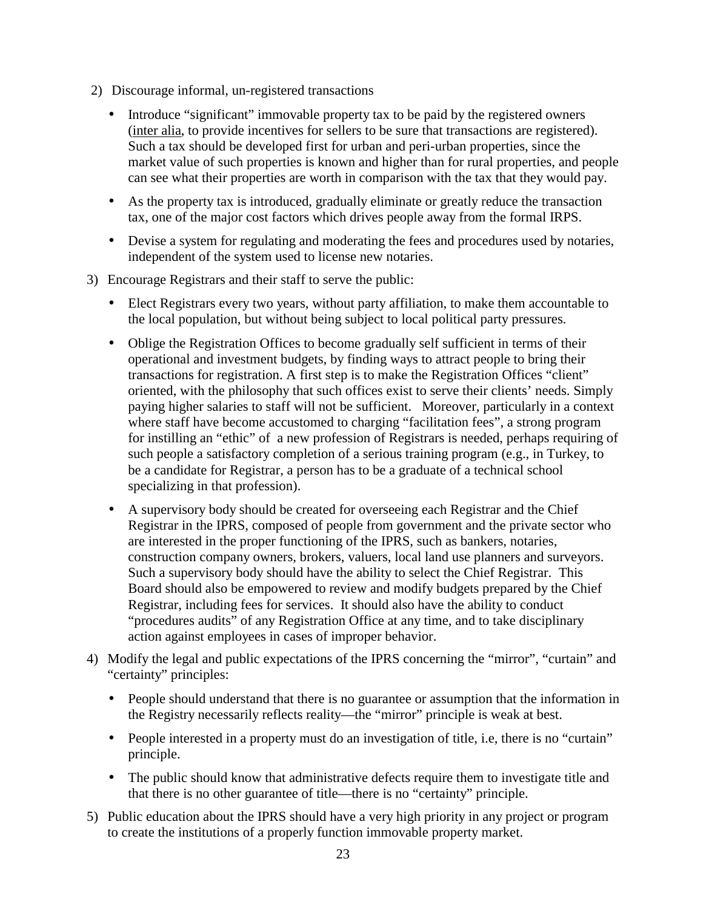2) Discourage informal, un-registered transactions

   - Introduce “significant” immovable property tax to be paid by the registered owners (inter alia, to provide incentives for sellers to be sure that transactions are registered). Such a tax should be developed first for urban and peri-urban properties, since the market value of such properties is known and higher than for rural properties, and people can see what their properties are worth in comparison with the tax that they would pay.
   - As the property tax is introduced, gradually eliminate or greatly reduce the transaction tax, one of the major cost factors which drives people away from the formal IRPS.
   - Devise a system for regulating and moderating the fees and procedures used by notaries, independent of the system used to license new notaries.

3) Encourage Registrars and their staff to serve the public:

   - Elect Registrars every two years, without party affiliation, to make them accountable to the local population, but without being subject to local political party pressures.
   - Oblige the Registration Offices to become gradually self sufficient in terms of their operational and investment budgets, by finding ways to attract people to bring their transactions for registration. A first step is to make the Registration Offices “client” oriented, with the philosophy that such offices exist to serve their clients’ needs. Simply paying higher salaries to staff will not be sufficient. Moreover, particularly in a context where staff have become accustomed to charging “facilitation fees”, a strong program for instilling an “ethic” of a new profession of Registrars is needed, perhaps requiring of such people a satisfactory completion of a serious training program (e.g., in Turkey, to be a candidate for Registrar, a person has to be a graduate of a technical school specializing in that profession).
   - A supervisory body should be created for overseeing each Registrar and the Chief Registrar in the IPRS, composed of people from government and the private sector who are interested in the proper functioning of the IPRS, such as bankers, notaries, construction company owners, brokers, valuers, local land use planners and surveyors. Such a supervisory body should have the ability to select the Chief Registrar. This Board should also be empowered to review and modify budgets prepared by the Chief Registrar, including fees for services. It should also have the ability to conduct “procedures audits” of any Registration Office at any time, and to take disciplinary action against employees in cases of improper behavior.

4) Modify the legal and public expectations of the IPRS concerning the “mirror”, “curtain” and “certainty” principles:

   - People should understand that there is no guarantee or assumption that the information in the Registry necessarily reflects reality—the “mirror” principle is weak at best.
   - People interested in a property must do an investigation of title, i.e, there is no “curtain” principle.
   - The public should know that administrative defects require them to investigate title and that there is no other guarantee of title—there is no “certainty” principle.

5) Public education about the IPRS should have a very high priority in any project or program to create the institutions of a properly function immovable property market.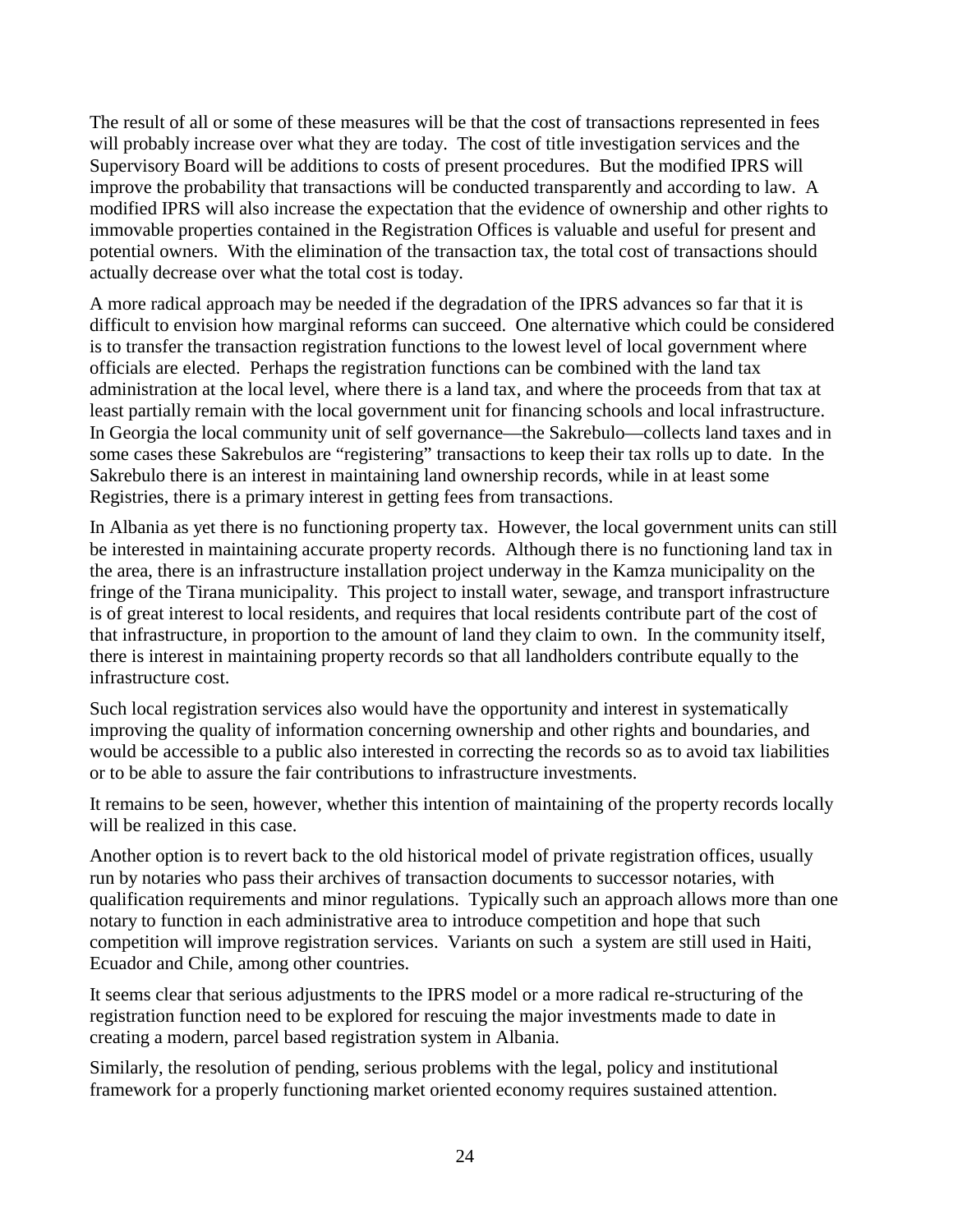The result of all or some of these measures will be that the cost of transactions represented in fees will probably increase over what they are today. The cost of title investigation services and the Supervisory Board will be additions to costs of present procedures. But the modified IPRS will improve the probability that transactions will be conducted transparently and according to law. A modified IPRS will also increase the expectation that the evidence of ownership and other rights to immovable properties contained in the Registration Offices is valuable and useful for present and potential owners. With the elimination of the transaction tax, the total cost of transactions should actually decrease over what the total cost is today.

A more radical approach may be needed if the degradation of the IPRS advances so far that it is difficult to envision how marginal reforms can succeed. One alternative which could be considered is to transfer the transaction registration functions to the lowest level of local government where officials are elected. Perhaps the registration functions can be combined with the land tax administration at the local level, where there is a land tax, and where the proceeds from that tax at least partially remain with the local government unit for financing schools and local infrastructure. In Georgia the local community unit of self governance—the Sakrebulo—collects land taxes and in some cases these Sakrebulos are "registering" transactions to keep their tax rolls up to date. In the Sakrebulo there is an interest in maintaining land ownership records, while in at least some Registries, there is a primary interest in getting fees from transactions.

In Albania as yet there is no functioning property tax. However, the local government units can still be interested in maintaining accurate property records. Although there is no functioning land tax in the area, there is an infrastructure installation project underway in the Kamza municipality on the fringe of the Tirana municipality. This project to install water, sewage, and transport infrastructure is of great interest to local residents, and requires that local residents contribute part of the cost of that infrastructure, in proportion to the amount of land they claim to own. In the community itself, there is interest in maintaining property records so that all landholders contribute equally to the infrastructure cost.

Such local registration services also would have the opportunity and interest in systematically improving the quality of information concerning ownership and other rights and boundaries, and would be accessible to a public also interested in correcting the records so as to avoid tax liabilities or to be able to assure the fair contributions to infrastructure investments.

It remains to be seen, however, whether this intention of maintaining of the property records locally will be realized in this case.

Another option is to revert back to the old historical model of private registration offices, usually run by notaries who pass their archives of transaction documents to successor notaries, with qualification requirements and minor regulations. Typically such an approach allows more than one notary to function in each administrative area to introduce competition and hope that such competition will improve registration services. Variants on such a system are still used in Haiti, Ecuador and Chile, among other countries.

It seems clear that serious adjustments to the IPRS model or a more radical re-structuring of the registration function need to be explored for rescuing the major investments made to date in creating a modern, parcel based registration system in Albania.

Similarly, the resolution of pending, serious problems with the legal, policy and institutional framework for a properly functioning market oriented economy requires sustained attention.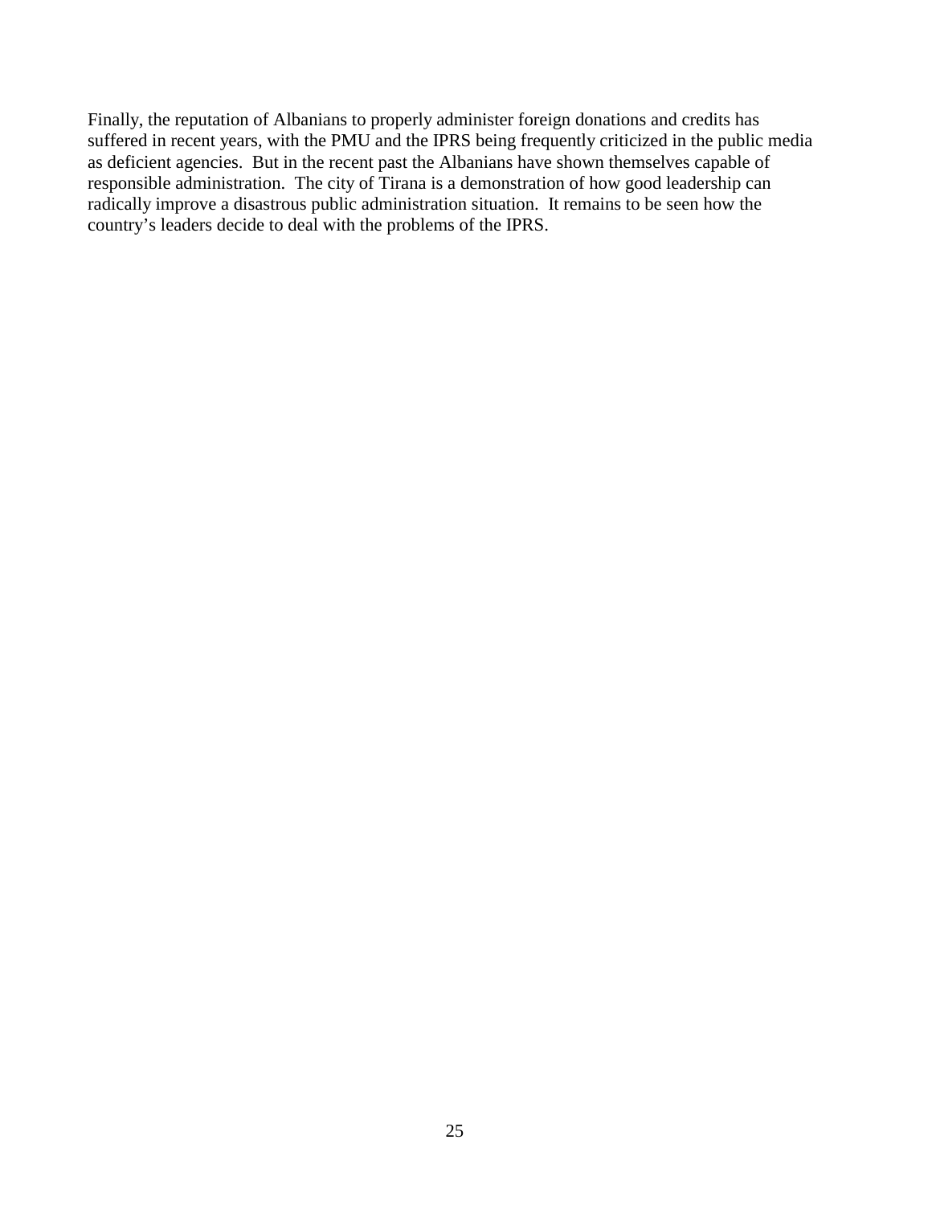Finally, the reputation of Albanians to properly administer foreign donations and credits has suffered in recent years, with the PMU and the IPRS being frequently criticized in the public media as deficient agencies. But in the recent past the Albanians have shown themselves capable of responsible administration. The city of Tirana is a demonstration of how good leadership can radically improve a disastrous public administration situation. It remains to be seen how the country's leaders decide to deal with the problems of the IPRS.